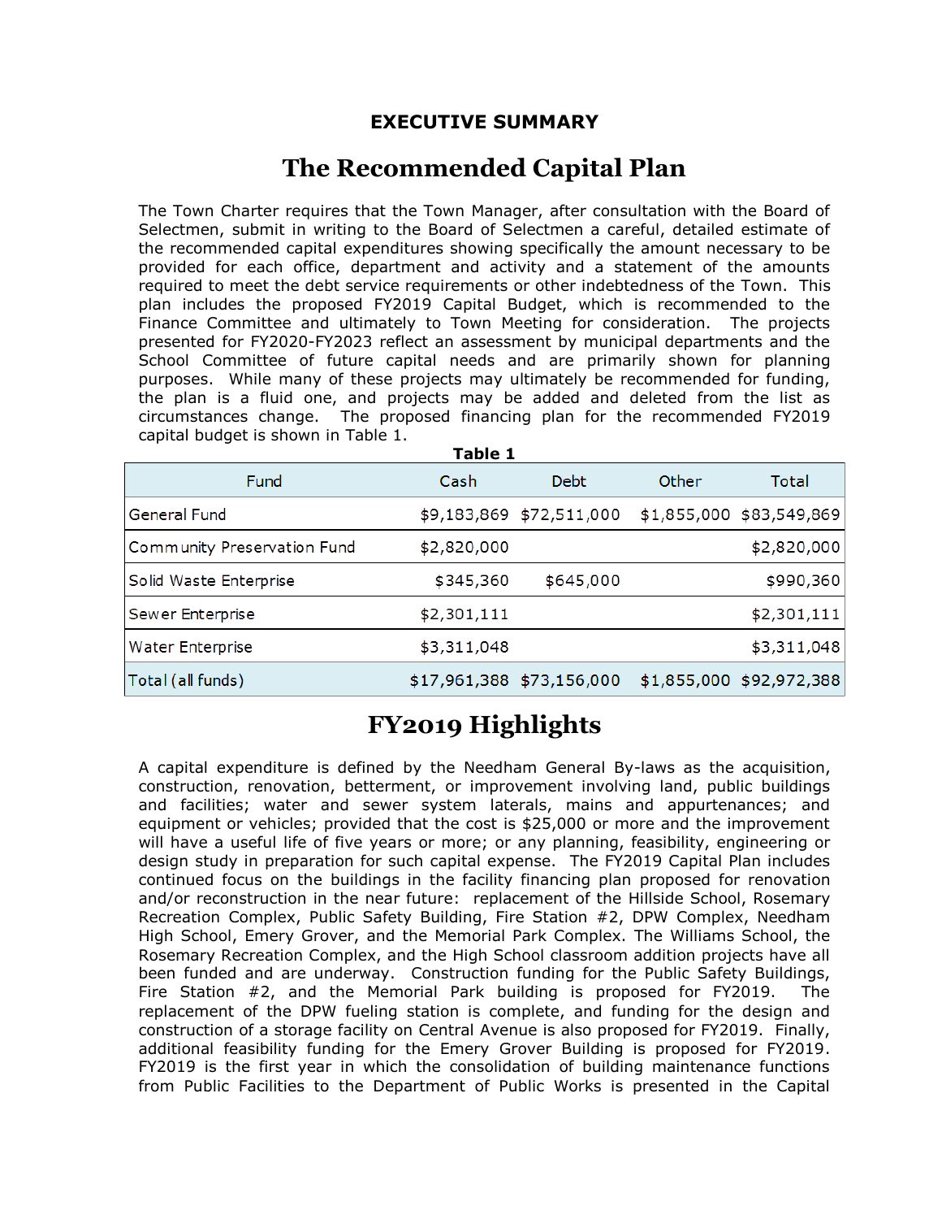**EXECUTIVE SUMMARY**

# The Recommended Capital Plan

The Town Charter requires that the Town Manager, after consultation with the Board of Selectmen, submit in writing to the Board of Selectmen a careful, detailed estimate of the recommended capital expenditures showing specifically the amount necessary to be provided for each office, department and activity and a statement of the amounts required to meet the debt service requirements or other indebtedness of the Town. This plan includes the proposed FY2019 Capital Budget, which is recommended to the Finance Committee and ultimately to Town Meeting for consideration. The projects presented for FY2020-FY2023 reflect an assessment by municipal departments and the School Committee of future capital needs and are primarily shown for planning purposes. While many of these projects may ultimately be recommended for funding, the plan is a fluid one, and projects may be added and deleted from the list as circumstances change. The proposed financing plan for the recommended FY2019 capital budget is shown in Table 1.

**Table 1**

| Fund | Cash | Debt | Other | Total |
|---|---|---|---|---|
| General Fund | $9,183,869 | $72,511,000 | $1,855,000 | $83,549,869 |
| Community Preservation Fund | $2,820,000 | | | $2,820,000 |
| Solid Waste Enterprise | $345,360 | $645,000 | | $990,360 |
| Sewer Enterprise | $2,301,111 | | | $2,301,111 |
| Water Enterprise | $3,311,048 | | | $3,311,048 |
| Total (all funds) | $17,961,388 | $73,156,000 | $1,855,000 | $92,972,388 |

# FY2019 Highlights

A capital expenditure is defined by the Needham General By-laws as the acquisition, construction, renovation, betterment, or improvement involving land, public buildings and facilities; water and sewer system laterals, mains and appurtenances; and equipment or vehicles; provided that the cost is $25,000 or more and the improvement will have a useful life of five years or more; or any planning, feasibility, engineering or design study in preparation for such capital expense. The FY2019 Capital Plan includes continued focus on the buildings in the facility financing plan proposed for renovation and/or reconstruction in the near future: replacement of the Hillside School, Rosemary Recreation Complex, Public Safety Building, Fire Station #2, DPW Complex, Needham High School, Emery Grover, and the Memorial Park Complex. The Williams School, the Rosemary Recreation Complex, and the High School classroom addition projects have all been funded and are underway. Construction funding for the Public Safety Buildings, Fire Station #2, and the Memorial Park building is proposed for FY2019. The replacement of the DPW fueling station is complete, and funding for the design and construction of a storage facility on Central Avenue is also proposed for FY2019. Finally, additional feasibility funding for the Emery Grover Building is proposed for FY2019. FY2019 is the first year in which the consolidation of building maintenance functions from Public Facilities to the Department of Public Works is presented in the Capital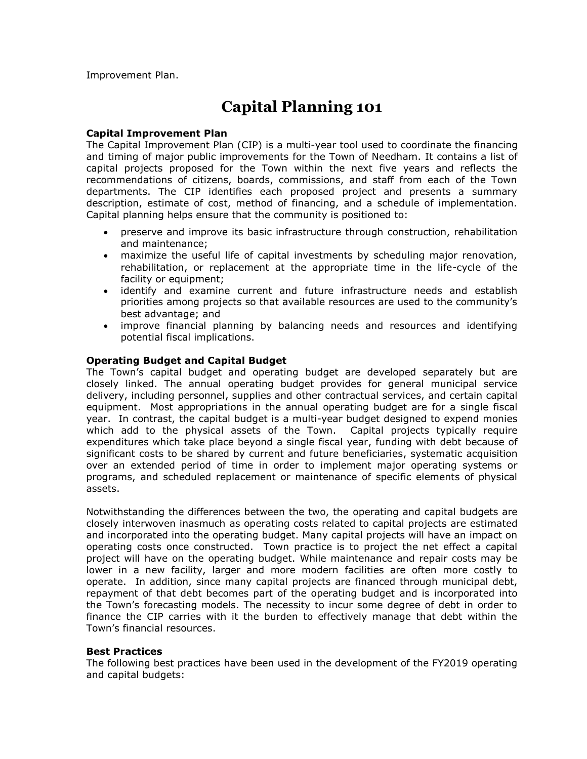Improvement Plan.

# Capital Planning 101

### Capital Improvement Plan

The Capital Improvement Plan (CIP) is a multi-year tool used to coordinate the financing and timing of major public improvements for the Town of Needham. It contains a list of capital projects proposed for the Town within the next five years and reflects the recommendations of citizens, boards, commissions, and staff from each of the Town departments. The CIP identifies each proposed project and presents a summary description, estimate of cost, method of financing, and a schedule of implementation. Capital planning helps ensure that the community is positioned to:

- preserve and improve its basic infrastructure through construction, rehabilitation and maintenance;
- maximize the useful life of capital investments by scheduling major renovation, rehabilitation, or replacement at the appropriate time in the life-cycle of the facility or equipment;
- identify and examine current and future infrastructure needs and establish priorities among projects so that available resources are used to the community's best advantage; and
- improve financial planning by balancing needs and resources and identifying potential fiscal implications.

### Operating Budget and Capital Budget

The Town's capital budget and operating budget are developed separately but are closely linked. The annual operating budget provides for general municipal service delivery, including personnel, supplies and other contractual services, and certain capital equipment. Most appropriations in the annual operating budget are for a single fiscal year. In contrast, the capital budget is a multi-year budget designed to expend monies which add to the physical assets of the Town. Capital projects typically require expenditures which take place beyond a single fiscal year, funding with debt because of significant costs to be shared by current and future beneficiaries, systematic acquisition over an extended period of time in order to implement major operating systems or programs, and scheduled replacement or maintenance of specific elements of physical assets.

Notwithstanding the differences between the two, the operating and capital budgets are closely interwoven inasmuch as operating costs related to capital projects are estimated and incorporated into the operating budget. Many capital projects will have an impact on operating costs once constructed. Town practice is to project the net effect a capital project will have on the operating budget. While maintenance and repair costs may be lower in a new facility, larger and more modern facilities are often more costly to operate. In addition, since many capital projects are financed through municipal debt, repayment of that debt becomes part of the operating budget and is incorporated into the Town's forecasting models. The necessity to incur some degree of debt in order to finance the CIP carries with it the burden to effectively manage that debt within the Town's financial resources.

### Best Practices

The following best practices have been used in the development of the FY2019 operating and capital budgets: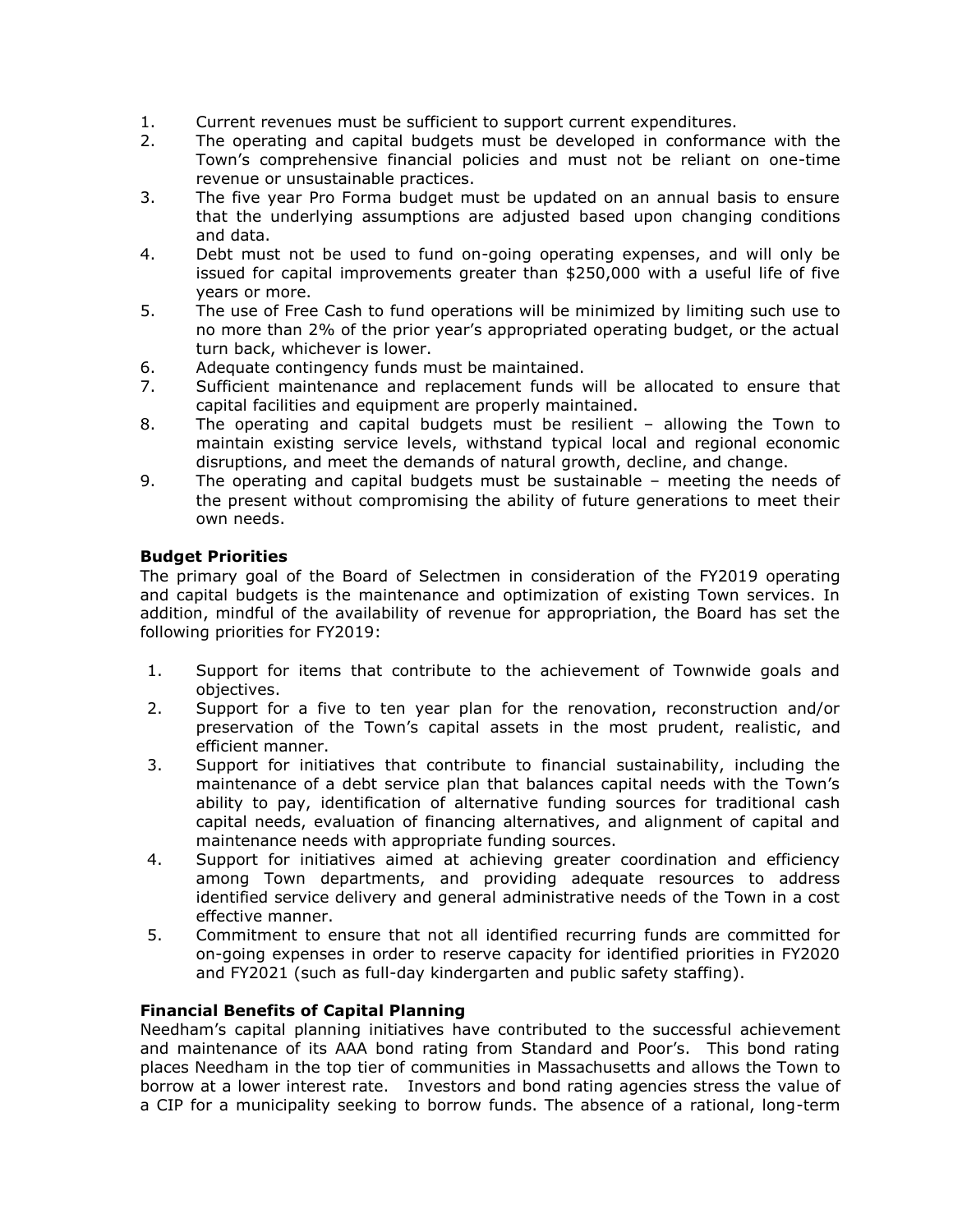1. Current revenues must be sufficient to support current expenditures.
2. The operating and capital budgets must be developed in conformance with the Town's comprehensive financial policies and must not be reliant on one-time revenue or unsustainable practices.
3. The five year Pro Forma budget must be updated on an annual basis to ensure that the underlying assumptions are adjusted based upon changing conditions and data.
4. Debt must not be used to fund on-going operating expenses, and will only be issued for capital improvements greater than $250,000 with a useful life of five years or more.
5. The use of Free Cash to fund operations will be minimized by limiting such use to no more than 2% of the prior year's appropriated operating budget, or the actual turn back, whichever is lower.
6. Adequate contingency funds must be maintained.
7. Sufficient maintenance and replacement funds will be allocated to ensure that capital facilities and equipment are properly maintained.
8. The operating and capital budgets must be resilient – allowing the Town to maintain existing service levels, withstand typical local and regional economic disruptions, and meet the demands of natural growth, decline, and change.
9. The operating and capital budgets must be sustainable – meeting the needs of the present without compromising the ability of future generations to meet their own needs.

**Budget Priorities**

The primary goal of the Board of Selectmen in consideration of the FY2019 operating and capital budgets is the maintenance and optimization of existing Town services. In addition, mindful of the availability of revenue for appropriation, the Board has set the following priorities for FY2019:

1. Support for items that contribute to the achievement of Townwide goals and objectives.
2. Support for a five to ten year plan for the renovation, reconstruction and/or preservation of the Town's capital assets in the most prudent, realistic, and efficient manner.
3. Support for initiatives that contribute to financial sustainability, including the maintenance of a debt service plan that balances capital needs with the Town's ability to pay, identification of alternative funding sources for traditional cash capital needs, evaluation of financing alternatives, and alignment of capital and maintenance needs with appropriate funding sources.
4. Support for initiatives aimed at achieving greater coordination and efficiency among Town departments, and providing adequate resources to address identified service delivery and general administrative needs of the Town in a cost effective manner.
5. Commitment to ensure that not all identified recurring funds are committed for on-going expenses in order to reserve capacity for identified priorities in FY2020 and FY2021 (such as full-day kindergarten and public safety staffing).

**Financial Benefits of Capital Planning**

Needham's capital planning initiatives have contributed to the successful achievement and maintenance of its AAA bond rating from Standard and Poor's. This bond rating places Needham in the top tier of communities in Massachusetts and allows the Town to borrow at a lower interest rate. Investors and bond rating agencies stress the value of a CIP for a municipality seeking to borrow funds. The absence of a rational, long-term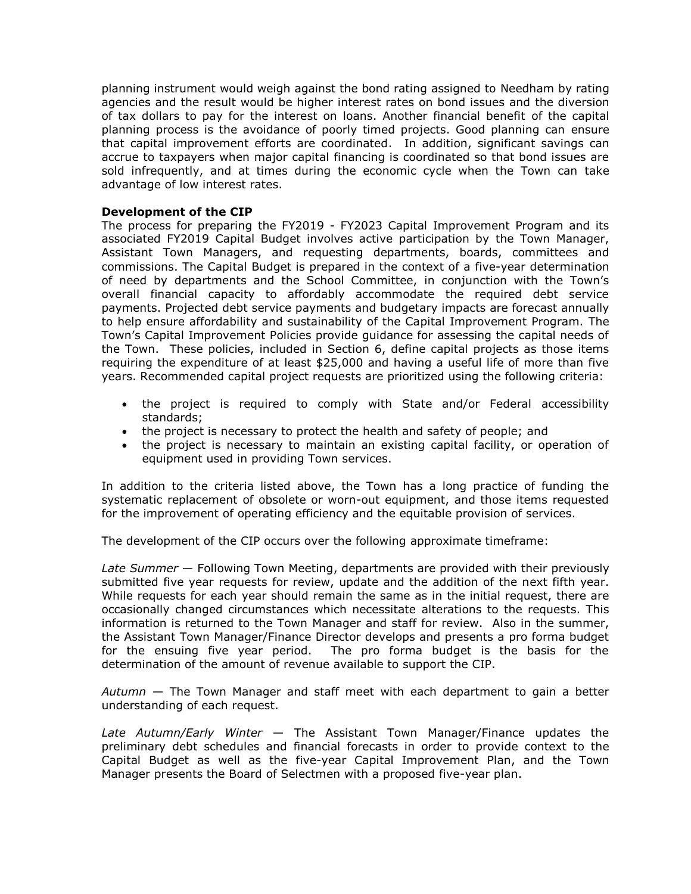planning instrument would weigh against the bond rating assigned to Needham by rating agencies and the result would be higher interest rates on bond issues and the diversion of tax dollars to pay for the interest on loans. Another financial benefit of the capital planning process is the avoidance of poorly timed projects. Good planning can ensure that capital improvement efforts are coordinated. In addition, significant savings can accrue to taxpayers when major capital financing is coordinated so that bond issues are sold infrequently, and at times during the economic cycle when the Town can take advantage of low interest rates.

**Development of the CIP**

The process for preparing the FY2019 - FY2023 Capital Improvement Program and its associated FY2019 Capital Budget involves active participation by the Town Manager, Assistant Town Managers, and requesting departments, boards, committees and commissions. The Capital Budget is prepared in the context of a five-year determination of need by departments and the School Committee, in conjunction with the Town's overall financial capacity to affordably accommodate the required debt service payments. Projected debt service payments and budgetary impacts are forecast annually to help ensure affordability and sustainability of the Capital Improvement Program. The Town's Capital Improvement Policies provide guidance for assessing the capital needs of the Town. These policies, included in Section 6, define capital projects as those items requiring the expenditure of at least $25,000 and having a useful life of more than five years. Recommended capital project requests are prioritized using the following criteria:

- the project is required to comply with State and/or Federal accessibility standards;
- the project is necessary to protect the health and safety of people; and
- the project is necessary to maintain an existing capital facility, or operation of equipment used in providing Town services.

In addition to the criteria listed above, the Town has a long practice of funding the systematic replacement of obsolete or worn-out equipment, and those items requested for the improvement of operating efficiency and the equitable provision of services.

The development of the CIP occurs over the following approximate timeframe:

*Late Summer* — Following Town Meeting, departments are provided with their previously submitted five year requests for review, update and the addition of the next fifth year. While requests for each year should remain the same as in the initial request, there are occasionally changed circumstances which necessitate alterations to the requests. This information is returned to the Town Manager and staff for review. Also in the summer, the Assistant Town Manager/Finance Director develops and presents a pro forma budget for the ensuing five year period. The pro forma budget is the basis for the determination of the amount of revenue available to support the CIP.

*Autumn* — The Town Manager and staff meet with each department to gain a better understanding of each request.

*Late Autumn/Early Winter* — The Assistant Town Manager/Finance updates the preliminary debt schedules and financial forecasts in order to provide context to the Capital Budget as well as the five-year Capital Improvement Plan, and the Town Manager presents the Board of Selectmen with a proposed five-year plan.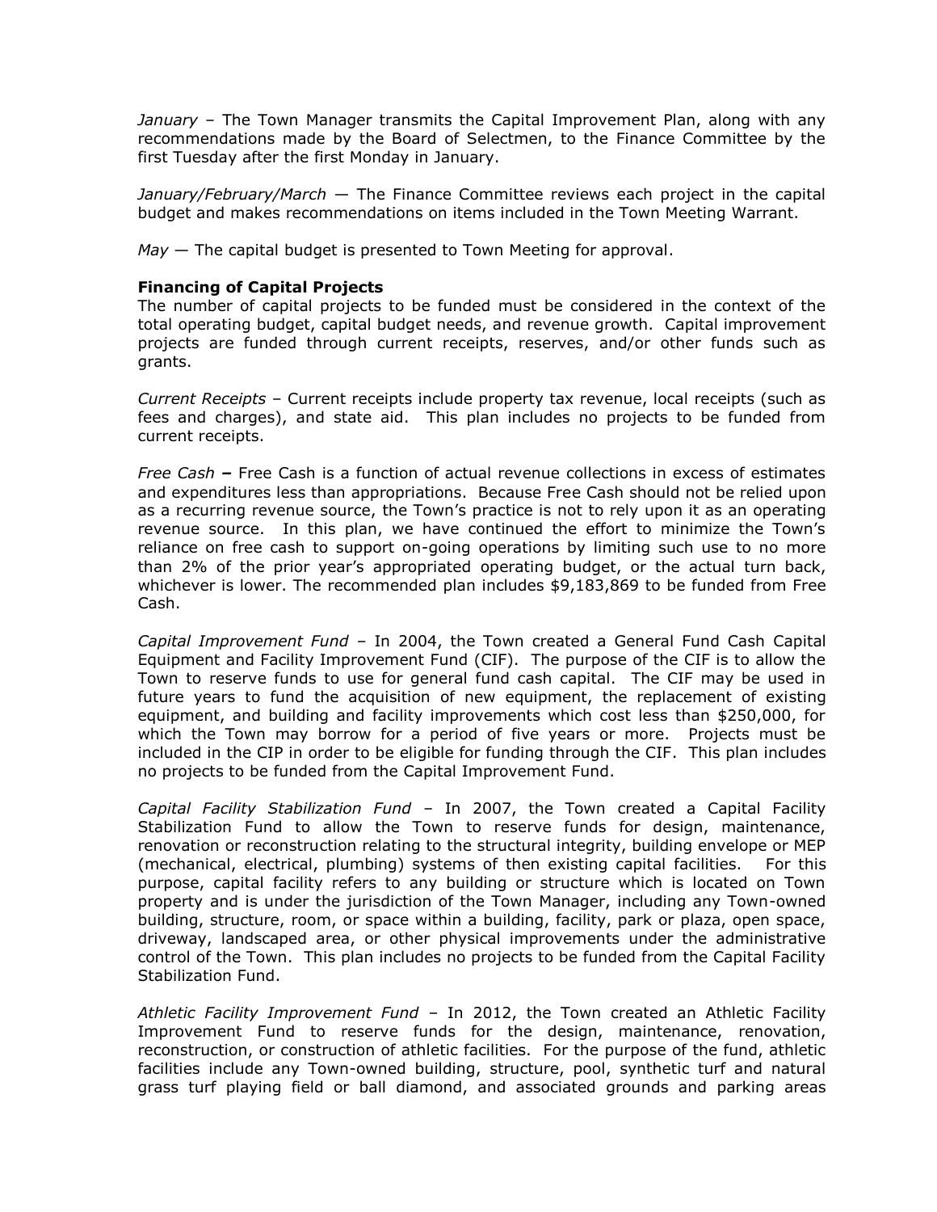*January* – The Town Manager transmits the Capital Improvement Plan, along with any recommendations made by the Board of Selectmen, to the Finance Committee by the first Tuesday after the first Monday in January.

*January/February/March* — The Finance Committee reviews each project in the capital budget and makes recommendations on items included in the Town Meeting Warrant.

*May* — The capital budget is presented to Town Meeting for approval.

**Financing of Capital Projects**

The number of capital projects to be funded must be considered in the context of the total operating budget, capital budget needs, and revenue growth. Capital improvement projects are funded through current receipts, reserves, and/or other funds such as grants.

*Current Receipts* – Current receipts include property tax revenue, local receipts (such as fees and charges), and state aid. This plan includes no projects to be funded from current receipts.

*Free Cash* **–** Free Cash is a function of actual revenue collections in excess of estimates and expenditures less than appropriations. Because Free Cash should not be relied upon as a recurring revenue source, the Town's practice is not to rely upon it as an operating revenue source. In this plan, we have continued the effort to minimize the Town's reliance on free cash to support on-going operations by limiting such use to no more than 2% of the prior year's appropriated operating budget, or the actual turn back, whichever is lower. The recommended plan includes $9,183,869 to be funded from Free Cash.

*Capital Improvement Fund* – In 2004, the Town created a General Fund Cash Capital Equipment and Facility Improvement Fund (CIF). The purpose of the CIF is to allow the Town to reserve funds to use for general fund cash capital. The CIF may be used in future years to fund the acquisition of new equipment, the replacement of existing equipment, and building and facility improvements which cost less than $250,000, for which the Town may borrow for a period of five years or more. Projects must be included in the CIP in order to be eligible for funding through the CIF. This plan includes no projects to be funded from the Capital Improvement Fund.

*Capital Facility Stabilization Fund* – In 2007, the Town created a Capital Facility Stabilization Fund to allow the Town to reserve funds for design, maintenance, renovation or reconstruction relating to the structural integrity, building envelope or MEP (mechanical, electrical, plumbing) systems of then existing capital facilities. For this purpose, capital facility refers to any building or structure which is located on Town property and is under the jurisdiction of the Town Manager, including any Town-owned building, structure, room, or space within a building, facility, park or plaza, open space, driveway, landscaped area, or other physical improvements under the administrative control of the Town. This plan includes no projects to be funded from the Capital Facility Stabilization Fund.

*Athletic Facility Improvement Fund* – In 2012, the Town created an Athletic Facility Improvement Fund to reserve funds for the design, maintenance, renovation, reconstruction, or construction of athletic facilities. For the purpose of the fund, athletic facilities include any Town-owned building, structure, pool, synthetic turf and natural grass turf playing field or ball diamond, and associated grounds and parking areas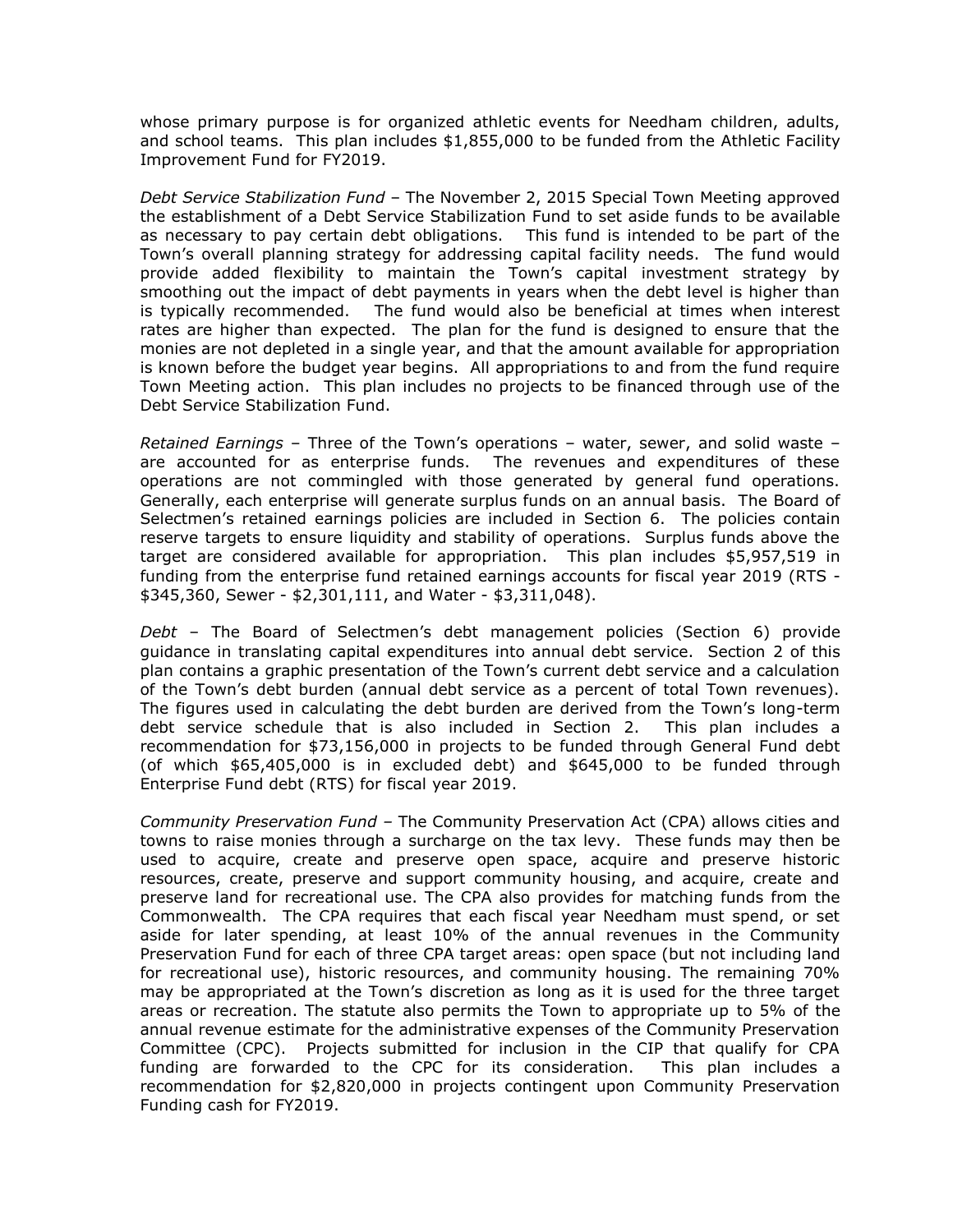whose primary purpose is for organized athletic events for Needham children, adults, and school teams. This plan includes $1,855,000 to be funded from the Athletic Facility Improvement Fund for FY2019.

*Debt Service Stabilization Fund* – The November 2, 2015 Special Town Meeting approved the establishment of a Debt Service Stabilization Fund to set aside funds to be available as necessary to pay certain debt obligations. This fund is intended to be part of the Town's overall planning strategy for addressing capital facility needs. The fund would provide added flexibility to maintain the Town's capital investment strategy by smoothing out the impact of debt payments in years when the debt level is higher than is typically recommended. The fund would also be beneficial at times when interest rates are higher than expected. The plan for the fund is designed to ensure that the monies are not depleted in a single year, and that the amount available for appropriation is known before the budget year begins. All appropriations to and from the fund require Town Meeting action. This plan includes no projects to be financed through use of the Debt Service Stabilization Fund.

*Retained Earnings* – Three of the Town's operations – water, sewer, and solid waste – are accounted for as enterprise funds. The revenues and expenditures of these operations are not commingled with those generated by general fund operations. Generally, each enterprise will generate surplus funds on an annual basis. The Board of Selectmen's retained earnings policies are included in Section 6. The policies contain reserve targets to ensure liquidity and stability of operations. Surplus funds above the target are considered available for appropriation. This plan includes $5,957,519 in funding from the enterprise fund retained earnings accounts for fiscal year 2019 (RTS - $345,360, Sewer - $2,301,111, and Water - $3,311,048).

*Debt* – The Board of Selectmen's debt management policies (Section 6) provide guidance in translating capital expenditures into annual debt service. Section 2 of this plan contains a graphic presentation of the Town's current debt service and a calculation of the Town's debt burden (annual debt service as a percent of total Town revenues). The figures used in calculating the debt burden are derived from the Town's long-term debt service schedule that is also included in Section 2. This plan includes a recommendation for $73,156,000 in projects to be funded through General Fund debt (of which $65,405,000 is in excluded debt) and $645,000 to be funded through Enterprise Fund debt (RTS) for fiscal year 2019.

*Community Preservation Fund* – The Community Preservation Act (CPA) allows cities and towns to raise monies through a surcharge on the tax levy. These funds may then be used to acquire, create and preserve open space, acquire and preserve historic resources, create, preserve and support community housing, and acquire, create and preserve land for recreational use. The CPA also provides for matching funds from the Commonwealth. The CPA requires that each fiscal year Needham must spend, or set aside for later spending, at least 10% of the annual revenues in the Community Preservation Fund for each of three CPA target areas: open space (but not including land for recreational use), historic resources, and community housing. The remaining 70% may be appropriated at the Town's discretion as long as it is used for the three target areas or recreation. The statute also permits the Town to appropriate up to 5% of the annual revenue estimate for the administrative expenses of the Community Preservation Committee (CPC). Projects submitted for inclusion in the CIP that qualify for CPA funding are forwarded to the CPC for its consideration. This plan includes a recommendation for $2,820,000 in projects contingent upon Community Preservation Funding cash for FY2019.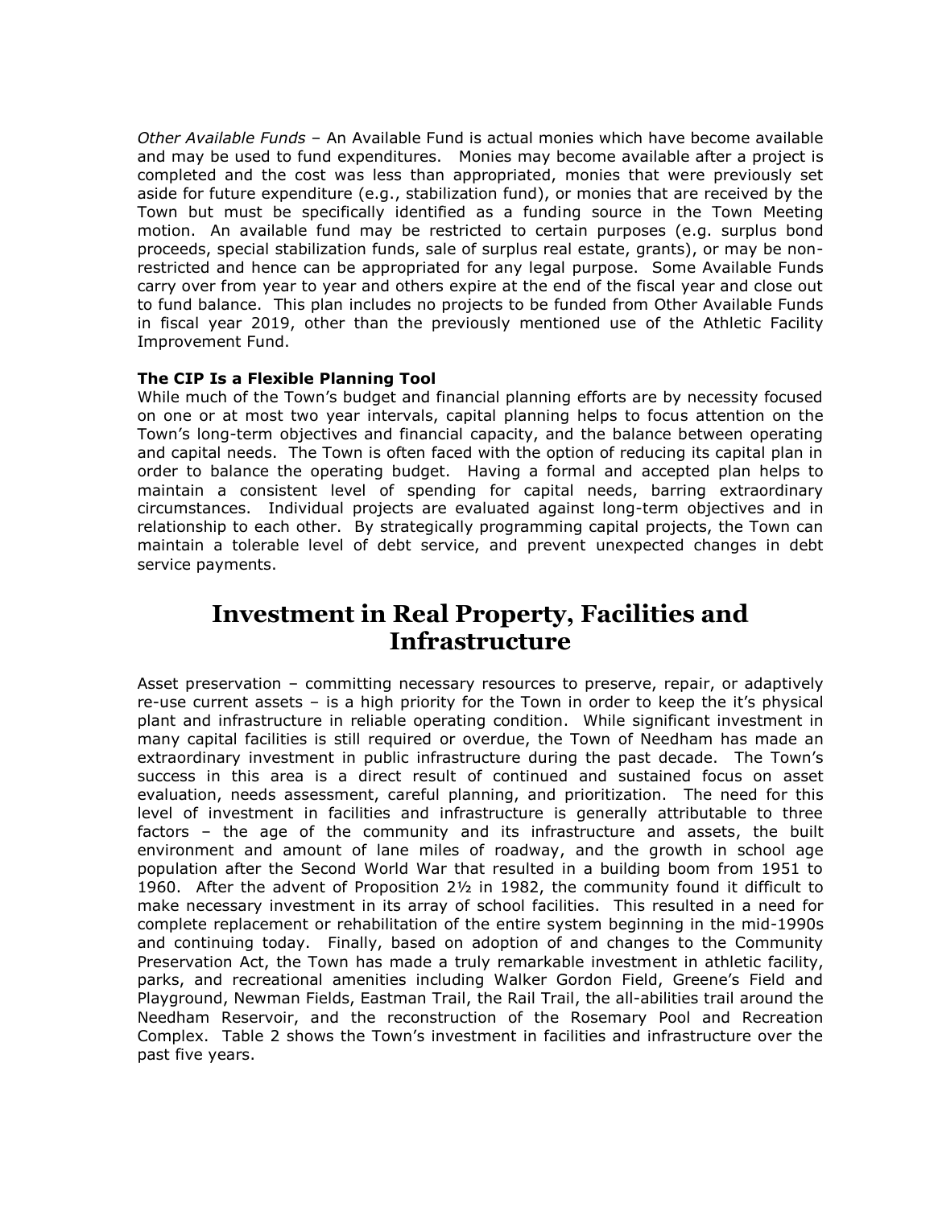*Other Available Funds* – An Available Fund is actual monies which have become available and may be used to fund expenditures. Monies may become available after a project is completed and the cost was less than appropriated, monies that were previously set aside for future expenditure (e.g., stabilization fund), or monies that are received by the Town but must be specifically identified as a funding source in the Town Meeting motion. An available fund may be restricted to certain purposes (e.g. surplus bond proceeds, special stabilization funds, sale of surplus real estate, grants), or may be non-restricted and hence can be appropriated for any legal purpose. Some Available Funds carry over from year to year and others expire at the end of the fiscal year and close out to fund balance. This plan includes no projects to be funded from Other Available Funds in fiscal year 2019, other than the previously mentioned use of the Athletic Facility Improvement Fund.

**The CIP Is a Flexible Planning Tool**

While much of the Town's budget and financial planning efforts are by necessity focused on one or at most two year intervals, capital planning helps to focus attention on the Town's long-term objectives and financial capacity, and the balance between operating and capital needs. The Town is often faced with the option of reducing its capital plan in order to balance the operating budget. Having a formal and accepted plan helps to maintain a consistent level of spending for capital needs, barring extraordinary circumstances. Individual projects are evaluated against long-term objectives and in relationship to each other. By strategically programming capital projects, the Town can maintain a tolerable level of debt service, and prevent unexpected changes in debt service payments.

# Investment in Real Property, Facilities and Infrastructure

Asset preservation – committing necessary resources to preserve, repair, or adaptively re-use current assets – is a high priority for the Town in order to keep the it's physical plant and infrastructure in reliable operating condition. While significant investment in many capital facilities is still required or overdue, the Town of Needham has made an extraordinary investment in public infrastructure during the past decade. The Town's success in this area is a direct result of continued and sustained focus on asset evaluation, needs assessment, careful planning, and prioritization. The need for this level of investment in facilities and infrastructure is generally attributable to three factors – the age of the community and its infrastructure and assets, the built environment and amount of lane miles of roadway, and the growth in school age population after the Second World War that resulted in a building boom from 1951 to 1960. After the advent of Proposition 2½ in 1982, the community found it difficult to make necessary investment in its array of school facilities. This resulted in a need for complete replacement or rehabilitation of the entire system beginning in the mid-1990s and continuing today. Finally, based on adoption of and changes to the Community Preservation Act, the Town has made a truly remarkable investment in athletic facility, parks, and recreational amenities including Walker Gordon Field, Greene's Field and Playground, Newman Fields, Eastman Trail, the Rail Trail, the all-abilities trail around the Needham Reservoir, and the reconstruction of the Rosemary Pool and Recreation Complex. Table 2 shows the Town's investment in facilities and infrastructure over the past five years.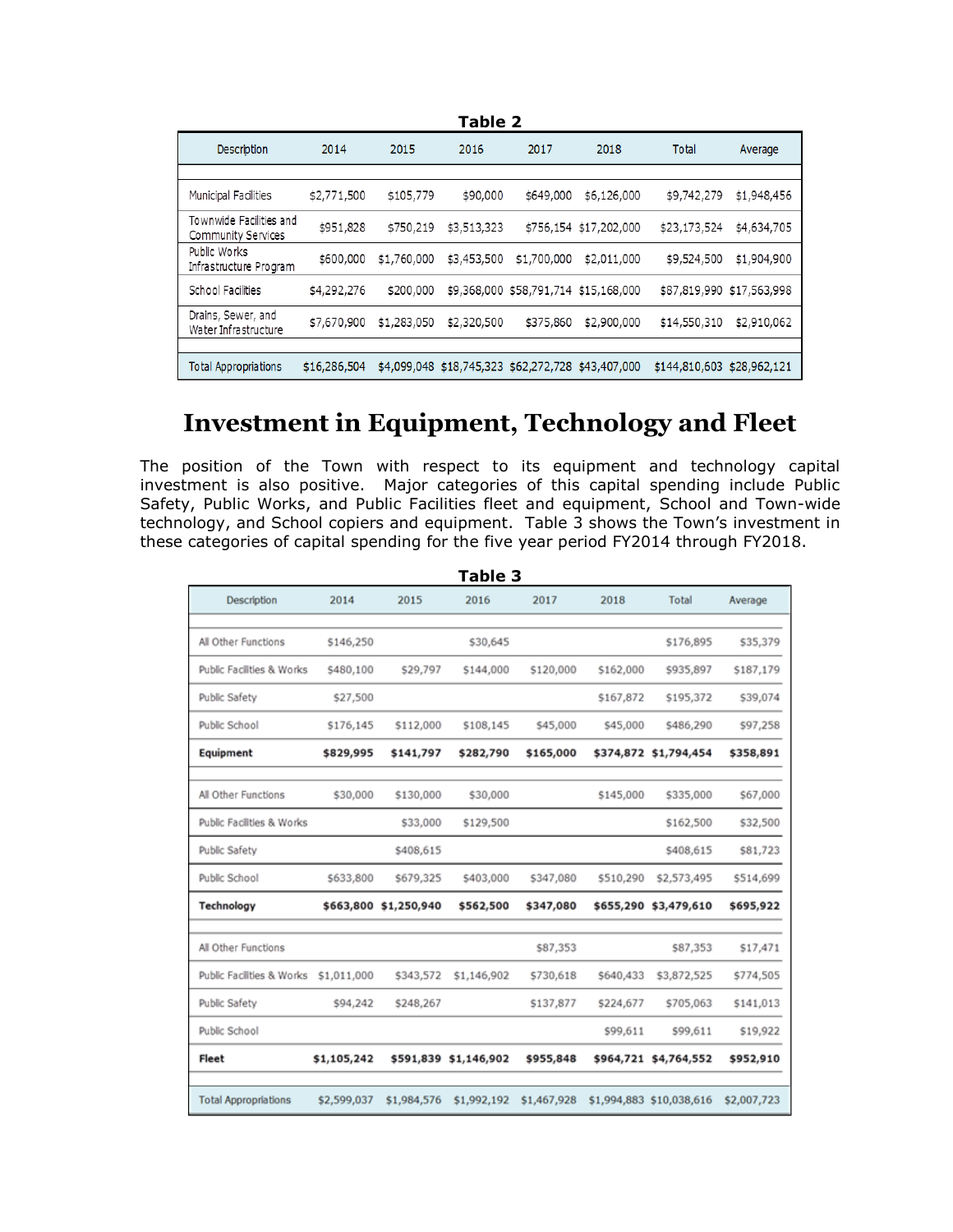**Table 2**

| Description | 2014 | 2015 | 2016 | 2017 | 2018 | Total | Average |
| --- | --- | --- | --- | --- | --- | --- | --- |
| Municipal Facilities | $2,771,500 | $105,779 | $90,000 | $649,000 | $6,126,000 | $9,742,279 | $1,948,456 |
| Townwide Facilities and Community Services | $951,828 | $750,219 | $3,513,323 | $756,154 | $17,202,000 | $23,173,524 | $4,634,705 |
| Public Works Infrastructure Program | $600,000 | $1,760,000 | $3,453,500 | $1,700,000 | $2,011,000 | $9,524,500 | $1,904,900 |
| School Facilities | $4,292,276 | $200,000 | $9,368,000 | $58,791,714 | $15,168,000 | $87,819,990 | $17,563,998 |
| Drains, Sewer, and Water Infrastructure | $7,670,900 | $1,283,050 | $2,320,500 | $375,860 | $2,900,000 | $14,550,310 | $2,910,062 |
| Total Appropriations | $16,286,504 | $4,099,048 | $18,745,323 | $62,272,728 | $43,407,000 | $144,810,603 | $28,962,121 |

## Investment in Equipment, Technology and Fleet

The position of the Town with respect to its equipment and technology capital investment is also positive. Major categories of this capital spending include Public Safety, Public Works, and Public Facilities fleet and equipment, School and Town-wide technology, and School copiers and equipment. Table 3 shows the Town's investment in these categories of capital spending for the five year period FY2014 through FY2018.

**Table 3**

| Description | 2014 | 2015 | 2016 | 2017 | 2018 | Total | Average |
| --- | --- | --- | --- | --- | --- | --- | --- |
| All Other Functions | $146,250 | | $30,645 | | | $176,895 | $35,379 |
| Public Facilities & Works | $480,100 | $29,797 | $144,000 | $120,000 | $162,000 | $935,897 | $187,179 |
| Public Safety | $27,500 | | | | $167,872 | $195,372 | $39,074 |
| Public School | $176,145 | $112,000 | $108,145 | $45,000 | $45,000 | $486,290 | $97,258 |
| **Equipment** | **$829,995** | **$141,797** | **$282,790** | **$165,000** | **$374,872** | **$1,794,454** | **$358,891** |
| All Other Functions | $30,000 | $130,000 | $30,000 | | $145,000 | $335,000 | $67,000 |
| Public Facilities & Works | | $33,000 | $129,500 | | | $162,500 | $32,500 |
| Public Safety | | $408,615 | | | | $408,615 | $81,723 |
| Public School | $633,800 | $679,325 | $403,000 | $347,080 | $510,290 | $2,573,495 | $514,699 |
| **Technology** | **$663,800** | **$1,250,940** | **$562,500** | **$347,080** | **$655,290** | **$3,479,610** | **$695,922** |
| All Other Functions | | | | $87,353 | | $87,353 | $17,471 |
| Public Facilities & Works | $1,011,000 | $343,572 | $1,146,902 | $730,618 | $640,433 | $3,872,525 | $774,505 |
| Public Safety | $94,242 | $248,267 | | $137,877 | $224,677 | $705,063 | $141,013 |
| Public School | | | | | $99,611 | $99,611 | $19,922 |
| **Fleet** | **$1,105,242** | **$591,839** | **$1,146,902** | **$955,848** | **$964,721** | **$4,764,552** | **$952,910** |
| Total Appropriations | $2,599,037 | $1,984,576 | $1,992,192 | $1,467,928 | $1,994,883 | $10,038,616 | $2,007,723 |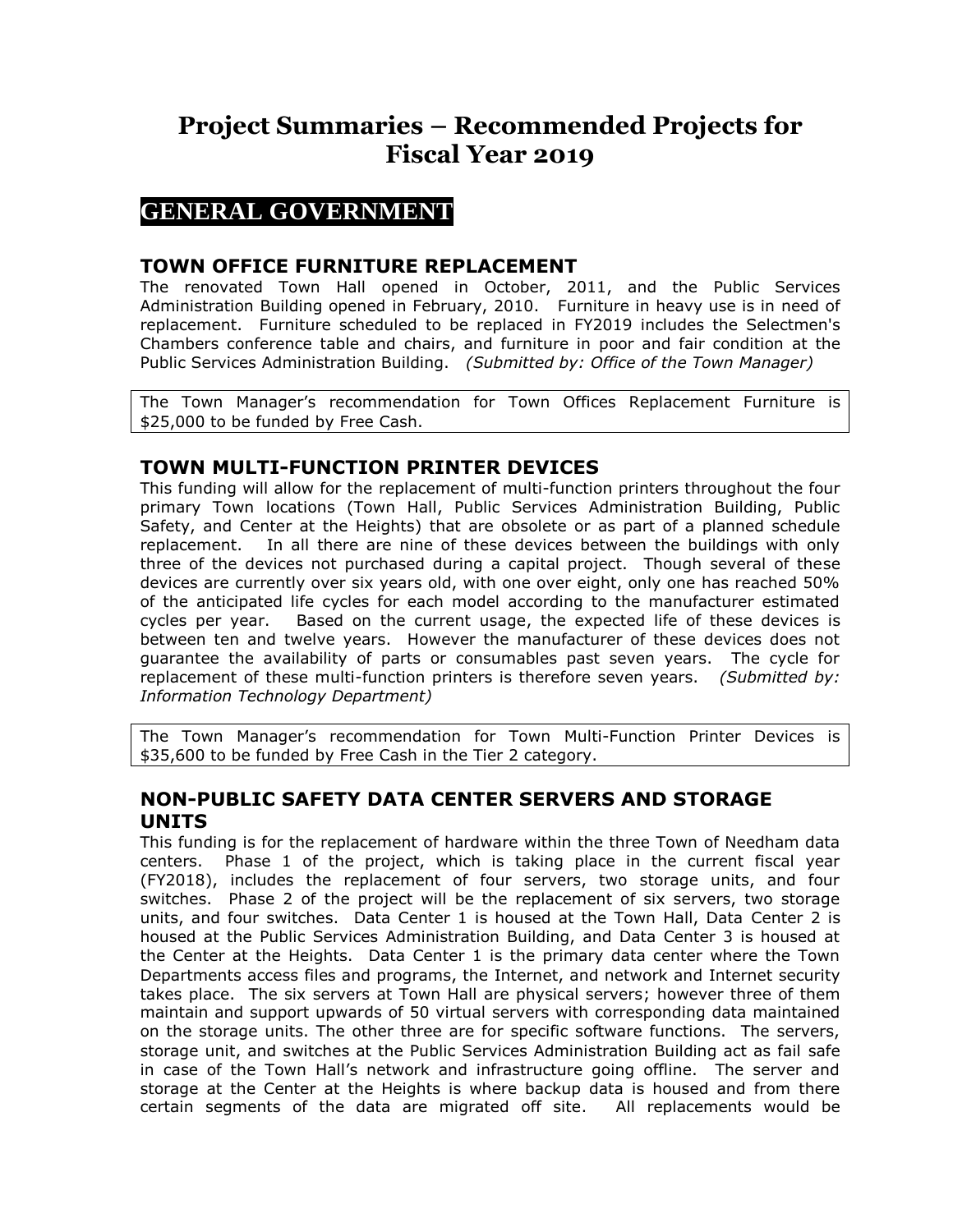# Project Summaries – Recommended Projects for Fiscal Year 2019

## GENERAL GOVERNMENT

### TOWN OFFICE FURNITURE REPLACEMENT

The renovated Town Hall opened in October, 2011, and the Public Services Administration Building opened in February, 2010. Furniture in heavy use is in need of replacement. Furniture scheduled to be replaced in FY2019 includes the Selectmen's Chambers conference table and chairs, and furniture in poor and fair condition at the Public Services Administration Building. *(Submitted by: Office of the Town Manager)*

The Town Manager's recommendation for Town Offices Replacement Furniture is $25,000 to be funded by Free Cash.

### TOWN MULTI-FUNCTION PRINTER DEVICES

This funding will allow for the replacement of multi-function printers throughout the four primary Town locations (Town Hall, Public Services Administration Building, Public Safety, and Center at the Heights) that are obsolete or as part of a planned schedule replacement. In all there are nine of these devices between the buildings with only three of the devices not purchased during a capital project. Though several of these devices are currently over six years old, with one over eight, only one has reached 50% of the anticipated life cycles for each model according to the manufacturer estimated cycles per year. Based on the current usage, the expected life of these devices is between ten and twelve years. However the manufacturer of these devices does not guarantee the availability of parts or consumables past seven years. The cycle for replacement of these multi-function printers is therefore seven years. *(Submitted by: Information Technology Department)*

The Town Manager's recommendation for Town Multi-Function Printer Devices is $35,600 to be funded by Free Cash in the Tier 2 category.

### NON-PUBLIC SAFETY DATA CENTER SERVERS AND STORAGE UNITS

This funding is for the replacement of hardware within the three Town of Needham data centers. Phase 1 of the project, which is taking place in the current fiscal year (FY2018), includes the replacement of four servers, two storage units, and four switches. Phase 2 of the project will be the replacement of six servers, two storage units, and four switches. Data Center 1 is housed at the Town Hall, Data Center 2 is housed at the Public Services Administration Building, and Data Center 3 is housed at the Center at the Heights. Data Center 1 is the primary data center where the Town Departments access files and programs, the Internet, and network and Internet security takes place. The six servers at Town Hall are physical servers; however three of them maintain and support upwards of 50 virtual servers with corresponding data maintained on the storage units. The other three are for specific software functions. The servers, storage unit, and switches at the Public Services Administration Building act as fail safe in case of the Town Hall's network and infrastructure going offline. The server and storage at the Center at the Heights is where backup data is housed and from there certain segments of the data are migrated off site. All replacements would be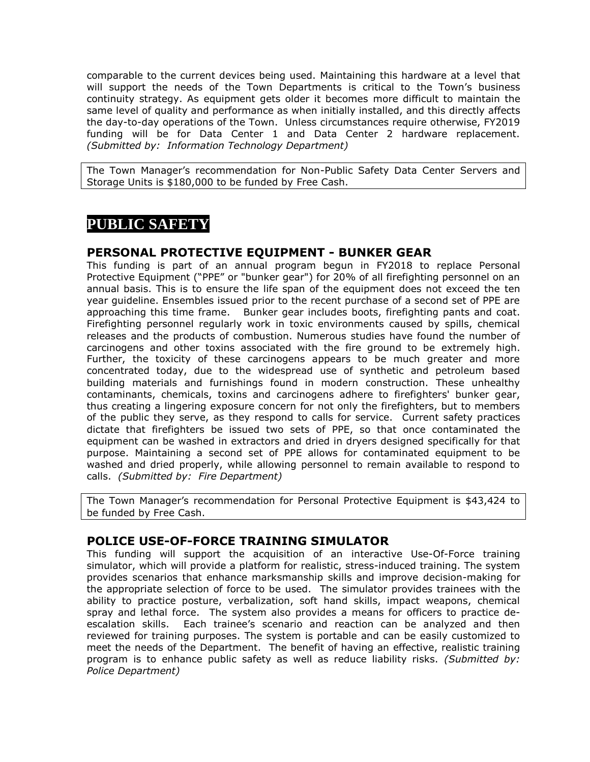comparable to the current devices being used. Maintaining this hardware at a level that will support the needs of the Town Departments is critical to the Town's business continuity strategy. As equipment gets older it becomes more difficult to maintain the same level of quality and performance as when initially installed, and this directly affects the day-to-day operations of the Town. Unless circumstances require otherwise, FY2019 funding will be for Data Center 1 and Data Center 2 hardware replacement. *(Submitted by: Information Technology Department)*

The Town Manager's recommendation for Non-Public Safety Data Center Servers and Storage Units is $180,000 to be funded by Free Cash.

# PUBLIC SAFETY

## PERSONAL PROTECTIVE EQUIPMENT - BUNKER GEAR

This funding is part of an annual program begun in FY2018 to replace Personal Protective Equipment ("PPE" or "bunker gear") for 20% of all firefighting personnel on an annual basis. This is to ensure the life span of the equipment does not exceed the ten year guideline. Ensembles issued prior to the recent purchase of a second set of PPE are approaching this time frame. Bunker gear includes boots, firefighting pants and coat. Firefighting personnel regularly work in toxic environments caused by spills, chemical releases and the products of combustion. Numerous studies have found the number of carcinogens and other toxins associated with the fire ground to be extremely high. Further, the toxicity of these carcinogens appears to be much greater and more concentrated today, due to the widespread use of synthetic and petroleum based building materials and furnishings found in modern construction. These unhealthy contaminants, chemicals, toxins and carcinogens adhere to firefighters' bunker gear, thus creating a lingering exposure concern for not only the firefighters, but to members of the public they serve, as they respond to calls for service. Current safety practices dictate that firefighters be issued two sets of PPE, so that once contaminated the equipment can be washed in extractors and dried in dryers designed specifically for that purpose. Maintaining a second set of PPE allows for contaminated equipment to be washed and dried properly, while allowing personnel to remain available to respond to calls. *(Submitted by: Fire Department)*

The Town Manager's recommendation for Personal Protective Equipment is $43,424 to be funded by Free Cash.

## POLICE USE-OF-FORCE TRAINING SIMULATOR

This funding will support the acquisition of an interactive Use-Of-Force training simulator, which will provide a platform for realistic, stress-induced training. The system provides scenarios that enhance marksmanship skills and improve decision-making for the appropriate selection of force to be used. The simulator provides trainees with the ability to practice posture, verbalization, soft hand skills, impact weapons, chemical spray and lethal force. The system also provides a means for officers to practice de-escalation skills. Each trainee's scenario and reaction can be analyzed and then reviewed for training purposes. The system is portable and can be easily customized to meet the needs of the Department. The benefit of having an effective, realistic training program is to enhance public safety as well as reduce liability risks. *(Submitted by: Police Department)*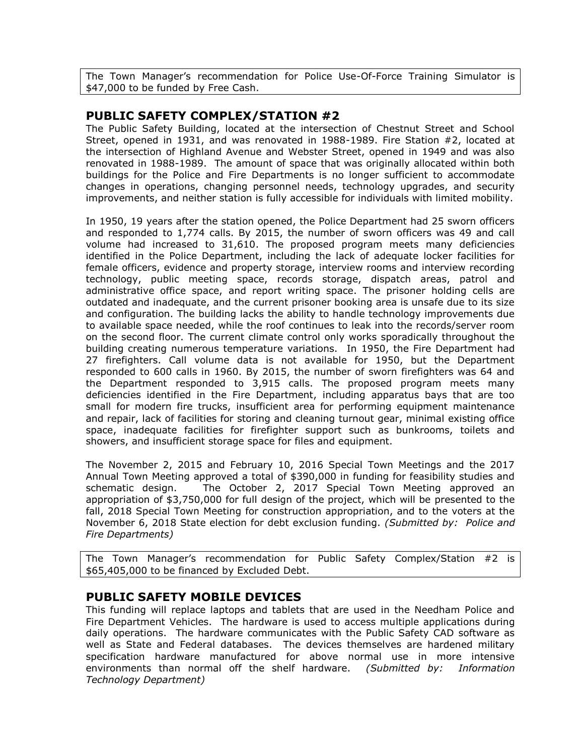The Town Manager's recommendation for Police Use-Of-Force Training Simulator is $47,000 to be funded by Free Cash.

## PUBLIC SAFETY COMPLEX/STATION #2

The Public Safety Building, located at the intersection of Chestnut Street and School Street, opened in 1931, and was renovated in 1988-1989. Fire Station #2, located at the intersection of Highland Avenue and Webster Street, opened in 1949 and was also renovated in 1988-1989. The amount of space that was originally allocated within both buildings for the Police and Fire Departments is no longer sufficient to accommodate changes in operations, changing personnel needs, technology upgrades, and security improvements, and neither station is fully accessible for individuals with limited mobility.

In 1950, 19 years after the station opened, the Police Department had 25 sworn officers and responded to 1,774 calls. By 2015, the number of sworn officers was 49 and call volume had increased to 31,610. The proposed program meets many deficiencies identified in the Police Department, including the lack of adequate locker facilities for female officers, evidence and property storage, interview rooms and interview recording technology, public meeting space, records storage, dispatch areas, patrol and administrative office space, and report writing space. The prisoner holding cells are outdated and inadequate, and the current prisoner booking area is unsafe due to its size and configuration. The building lacks the ability to handle technology improvements due to available space needed, while the roof continues to leak into the records/server room on the second floor. The current climate control only works sporadically throughout the building creating numerous temperature variations. In 1950, the Fire Department had 27 firefighters. Call volume data is not available for 1950, but the Department responded to 600 calls in 1960. By 2015, the number of sworn firefighters was 64 and the Department responded to 3,915 calls. The proposed program meets many deficiencies identified in the Fire Department, including apparatus bays that are too small for modern fire trucks, insufficient area for performing equipment maintenance and repair, lack of facilities for storing and cleaning turnout gear, minimal existing office space, inadequate facilities for firefighter support such as bunkrooms, toilets and showers, and insufficient storage space for files and equipment.

The November 2, 2015 and February 10, 2016 Special Town Meetings and the 2017 Annual Town Meeting approved a total of $390,000 in funding for feasibility studies and schematic design. The October 2, 2017 Special Town Meeting approved an appropriation of $3,750,000 for full design of the project, which will be presented to the fall, 2018 Special Town Meeting for construction appropriation, and to the voters at the November 6, 2018 State election for debt exclusion funding. *(Submitted by: Police and Fire Departments)*

The Town Manager's recommendation for Public Safety Complex/Station #2 is $65,405,000 to be financed by Excluded Debt.

## PUBLIC SAFETY MOBILE DEVICES

This funding will replace laptops and tablets that are used in the Needham Police and Fire Department Vehicles. The hardware is used to access multiple applications during daily operations. The hardware communicates with the Public Safety CAD software as well as State and Federal databases. The devices themselves are hardened military specification hardware manufactured for above normal use in more intensive environments than normal off the shelf hardware. *(Submitted by: Information Technology Department)*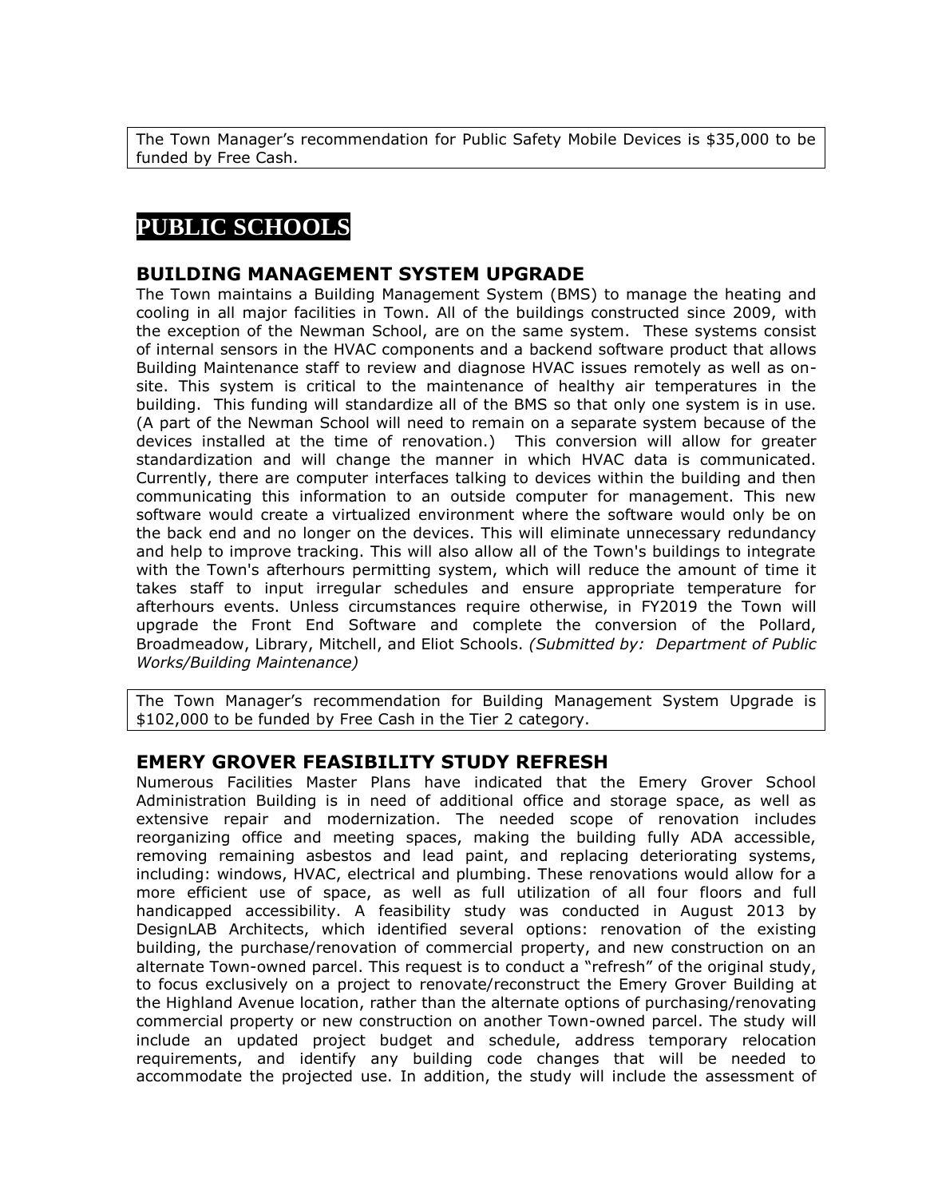The Town Manager's recommendation for Public Safety Mobile Devices is $35,000 to be funded by Free Cash.

# PUBLIC SCHOOLS

## BUILDING MANAGEMENT SYSTEM UPGRADE

The Town maintains a Building Management System (BMS) to manage the heating and cooling in all major facilities in Town. All of the buildings constructed since 2009, with the exception of the Newman School, are on the same system. These systems consist of internal sensors in the HVAC components and a backend software product that allows Building Maintenance staff to review and diagnose HVAC issues remotely as well as on-site. This system is critical to the maintenance of healthy air temperatures in the building. This funding will standardize all of the BMS so that only one system is in use. (A part of the Newman School will need to remain on a separate system because of the devices installed at the time of renovation.) This conversion will allow for greater standardization and will change the manner in which HVAC data is communicated. Currently, there are computer interfaces talking to devices within the building and then communicating this information to an outside computer for management. This new software would create a virtualized environment where the software would only be on the back end and no longer on the devices. This will eliminate unnecessary redundancy and help to improve tracking. This will also allow all of the Town's buildings to integrate with the Town's afterhours permitting system, which will reduce the amount of time it takes staff to input irregular schedules and ensure appropriate temperature for afterhours events. Unless circumstances require otherwise, in FY2019 the Town will upgrade the Front End Software and complete the conversion of the Pollard, Broadmeadow, Library, Mitchell, and Eliot Schools. *(Submitted by: Department of Public Works/Building Maintenance)*

The Town Manager's recommendation for Building Management System Upgrade is $102,000 to be funded by Free Cash in the Tier 2 category.

## EMERY GROVER FEASIBILITY STUDY REFRESH

Numerous Facilities Master Plans have indicated that the Emery Grover School Administration Building is in need of additional office and storage space, as well as extensive repair and modernization. The needed scope of renovation includes reorganizing office and meeting spaces, making the building fully ADA accessible, removing remaining asbestos and lead paint, and replacing deteriorating systems, including: windows, HVAC, electrical and plumbing. These renovations would allow for a more efficient use of space, as well as full utilization of all four floors and full handicapped accessibility. A feasibility study was conducted in August 2013 by DesignLAB Architects, which identified several options: renovation of the existing building, the purchase/renovation of commercial property, and new construction on an alternate Town-owned parcel. This request is to conduct a "refresh" of the original study, to focus exclusively on a project to renovate/reconstruct the Emery Grover Building at the Highland Avenue location, rather than the alternate options of purchasing/renovating commercial property or new construction on another Town-owned parcel. The study will include an updated project budget and schedule, address temporary relocation requirements, and identify any building code changes that will be needed to accommodate the projected use. In addition, the study will include the assessment of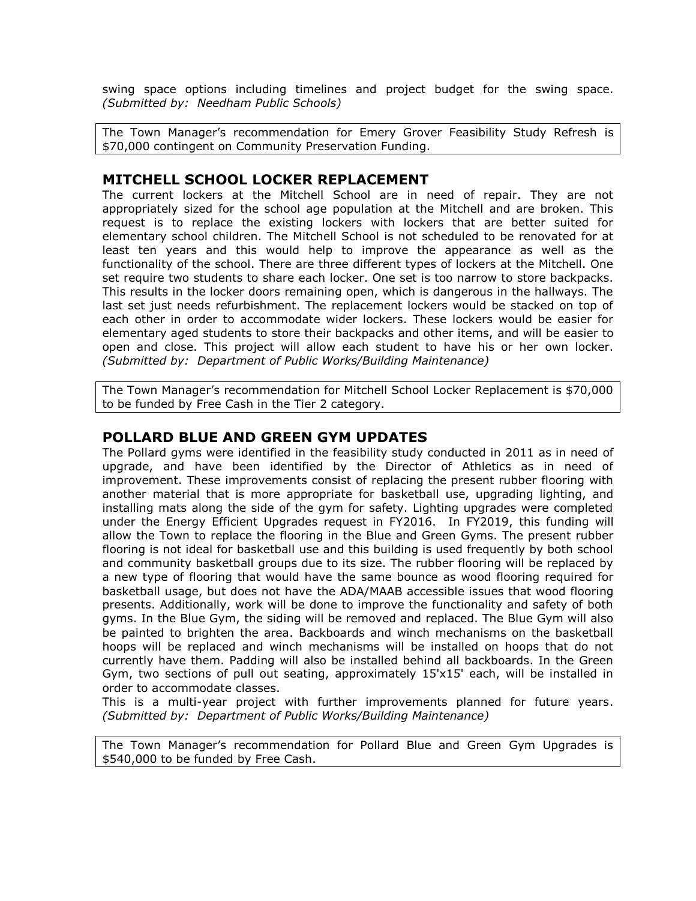swing space options including timelines and project budget for the swing space. *(Submitted by: Needham Public Schools)*

The Town Manager's recommendation for Emery Grover Feasibility Study Refresh is $70,000 contingent on Community Preservation Funding.

## MITCHELL SCHOOL LOCKER REPLACEMENT

The current lockers at the Mitchell School are in need of repair. They are not appropriately sized for the school age population at the Mitchell and are broken. This request is to replace the existing lockers with lockers that are better suited for elementary school children. The Mitchell School is not scheduled to be renovated for at least ten years and this would help to improve the appearance as well as the functionality of the school. There are three different types of lockers at the Mitchell. One set require two students to share each locker. One set is too narrow to store backpacks. This results in the locker doors remaining open, which is dangerous in the hallways. The last set just needs refurbishment. The replacement lockers would be stacked on top of each other in order to accommodate wider lockers. These lockers would be easier for elementary aged students to store their backpacks and other items, and will be easier to open and close. This project will allow each student to have his or her own locker. *(Submitted by: Department of Public Works/Building Maintenance)*

The Town Manager's recommendation for Mitchell School Locker Replacement is $70,000 to be funded by Free Cash in the Tier 2 category.

## POLLARD BLUE AND GREEN GYM UPDATES

The Pollard gyms were identified in the feasibility study conducted in 2011 as in need of upgrade, and have been identified by the Director of Athletics as in need of improvement. These improvements consist of replacing the present rubber flooring with another material that is more appropriate for basketball use, upgrading lighting, and installing mats along the side of the gym for safety. Lighting upgrades were completed under the Energy Efficient Upgrades request in FY2016. In FY2019, this funding will allow the Town to replace the flooring in the Blue and Green Gyms. The present rubber flooring is not ideal for basketball use and this building is used frequently by both school and community basketball groups due to its size. The rubber flooring will be replaced by a new type of flooring that would have the same bounce as wood flooring required for basketball usage, but does not have the ADA/MAAB accessible issues that wood flooring presents. Additionally, work will be done to improve the functionality and safety of both gyms. In the Blue Gym, the siding will be removed and replaced. The Blue Gym will also be painted to brighten the area. Backboards and winch mechanisms on the basketball hoops will be replaced and winch mechanisms will be installed on hoops that do not currently have them. Padding will also be installed behind all backboards. In the Green Gym, two sections of pull out seating, approximately 15'x15' each, will be installed in order to accommodate classes.

This is a multi-year project with further improvements planned for future years. *(Submitted by: Department of Public Works/Building Maintenance)*

The Town Manager's recommendation for Pollard Blue and Green Gym Upgrades is $540,000 to be funded by Free Cash.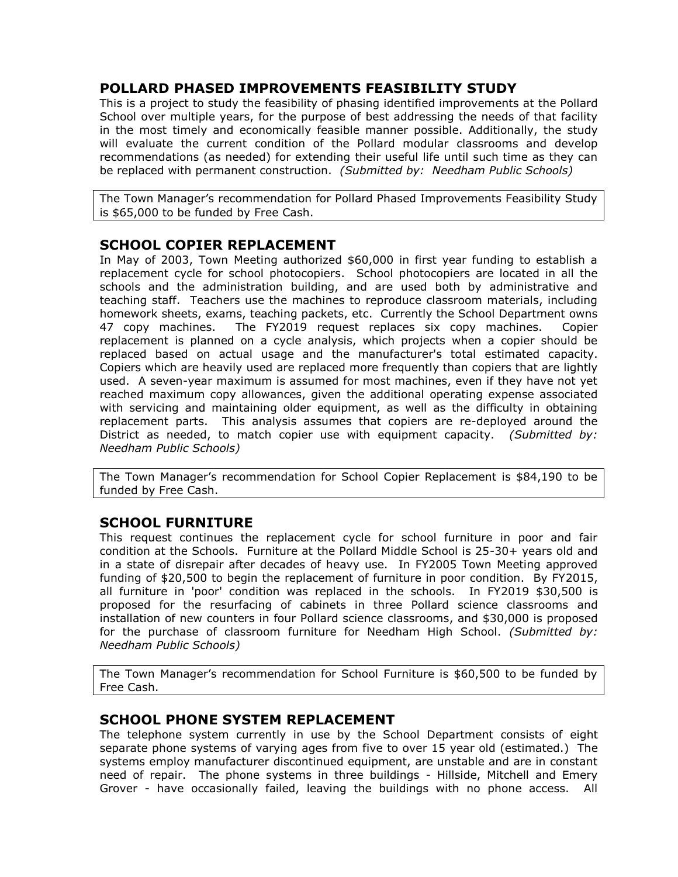## POLLARD PHASED IMPROVEMENTS FEASIBILITY STUDY

This is a project to study the feasibility of phasing identified improvements at the Pollard School over multiple years, for the purpose of best addressing the needs of that facility in the most timely and economically feasible manner possible. Additionally, the study will evaluate the current condition of the Pollard modular classrooms and develop recommendations (as needed) for extending their useful life until such time as they can be replaced with permanent construction. *(Submitted by: Needham Public Schools)*

The Town Manager's recommendation for Pollard Phased Improvements Feasibility Study is $65,000 to be funded by Free Cash.

## SCHOOL COPIER REPLACEMENT

In May of 2003, Town Meeting authorized $60,000 in first year funding to establish a replacement cycle for school photocopiers. School photocopiers are located in all the schools and the administration building, and are used both by administrative and teaching staff. Teachers use the machines to reproduce classroom materials, including homework sheets, exams, teaching packets, etc. Currently the School Department owns 47 copy machines. The FY2019 request replaces six copy machines. Copier replacement is planned on a cycle analysis, which projects when a copier should be replaced based on actual usage and the manufacturer's total estimated capacity. Copiers which are heavily used are replaced more frequently than copiers that are lightly used. A seven-year maximum is assumed for most machines, even if they have not yet reached maximum copy allowances, given the additional operating expense associated with servicing and maintaining older equipment, as well as the difficulty in obtaining replacement parts. This analysis assumes that copiers are re-deployed around the District as needed, to match copier use with equipment capacity. *(Submitted by: Needham Public Schools)*

The Town Manager's recommendation for School Copier Replacement is $84,190 to be funded by Free Cash.

## SCHOOL FURNITURE

This request continues the replacement cycle for school furniture in poor and fair condition at the Schools. Furniture at the Pollard Middle School is 25-30+ years old and in a state of disrepair after decades of heavy use. In FY2005 Town Meeting approved funding of $20,500 to begin the replacement of furniture in poor condition. By FY2015, all furniture in 'poor' condition was replaced in the schools. In FY2019 $30,500 is proposed for the resurfacing of cabinets in three Pollard science classrooms and installation of new counters in four Pollard science classrooms, and $30,000 is proposed for the purchase of classroom furniture for Needham High School. *(Submitted by: Needham Public Schools)*

The Town Manager's recommendation for School Furniture is $60,500 to be funded by Free Cash.

## SCHOOL PHONE SYSTEM REPLACEMENT

The telephone system currently in use by the School Department consists of eight separate phone systems of varying ages from five to over 15 year old (estimated.) The systems employ manufacturer discontinued equipment, are unstable and are in constant need of repair. The phone systems in three buildings - Hillside, Mitchell and Emery Grover - have occasionally failed, leaving the buildings with no phone access. All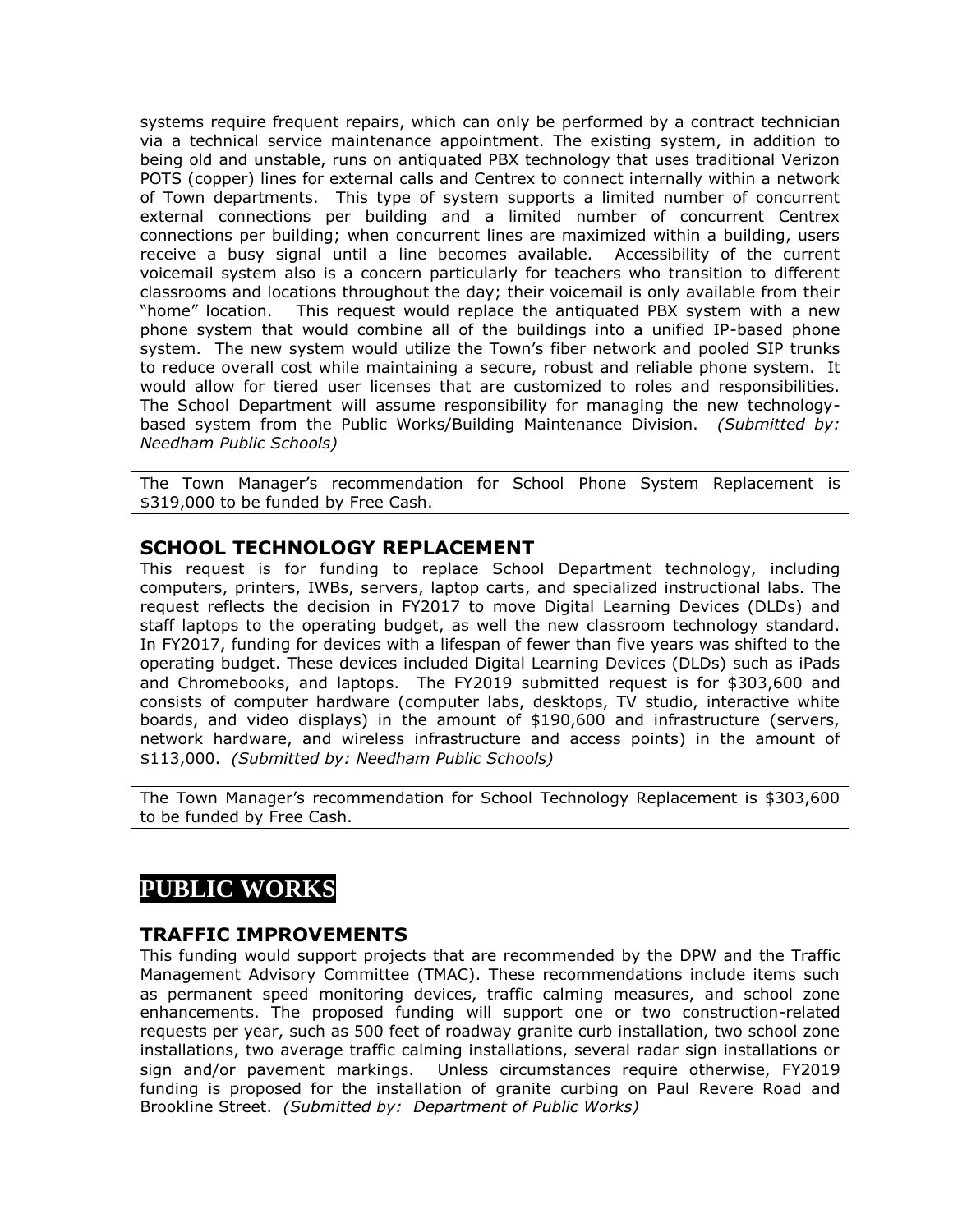systems require frequent repairs, which can only be performed by a contract technician via a technical service maintenance appointment. The existing system, in addition to being old and unstable, runs on antiquated PBX technology that uses traditional Verizon POTS (copper) lines for external calls and Centrex to connect internally within a network of Town departments. This type of system supports a limited number of concurrent external connections per building and a limited number of concurrent Centrex connections per building; when concurrent lines are maximized within a building, users receive a busy signal until a line becomes available. Accessibility of the current voicemail system also is a concern particularly for teachers who transition to different classrooms and locations throughout the day; their voicemail is only available from their "home" location. This request would replace the antiquated PBX system with a new phone system that would combine all of the buildings into a unified IP-based phone system. The new system would utilize the Town's fiber network and pooled SIP trunks to reduce overall cost while maintaining a secure, robust and reliable phone system. It would allow for tiered user licenses that are customized to roles and responsibilities. The School Department will assume responsibility for managing the new technology-based system from the Public Works/Building Maintenance Division. *(Submitted by: Needham Public Schools)*

The Town Manager's recommendation for School Phone System Replacement is $319,000 to be funded by Free Cash.

### SCHOOL TECHNOLOGY REPLACEMENT

This request is for funding to replace School Department technology, including computers, printers, IWBs, servers, laptop carts, and specialized instructional labs. The request reflects the decision in FY2017 to move Digital Learning Devices (DLDs) and staff laptops to the operating budget, as well the new classroom technology standard. In FY2017, funding for devices with a lifespan of fewer than five years was shifted to the operating budget. These devices included Digital Learning Devices (DLDs) such as iPads and Chromebooks, and laptops. The FY2019 submitted request is for $303,600 and consists of computer hardware (computer labs, desktops, TV studio, interactive white boards, and video displays) in the amount of $190,600 and infrastructure (servers, network hardware, and wireless infrastructure and access points) in the amount of $113,000. *(Submitted by: Needham Public Schools)*

The Town Manager's recommendation for School Technology Replacement is $303,600 to be funded by Free Cash.

## PUBLIC WORKS

### TRAFFIC IMPROVEMENTS

This funding would support projects that are recommended by the DPW and the Traffic Management Advisory Committee (TMAC). These recommendations include items such as permanent speed monitoring devices, traffic calming measures, and school zone enhancements. The proposed funding will support one or two construction-related requests per year, such as 500 feet of roadway granite curb installation, two school zone installations, two average traffic calming installations, several radar sign installations or sign and/or pavement markings. Unless circumstances require otherwise, FY2019 funding is proposed for the installation of granite curbing on Paul Revere Road and Brookline Street. *(Submitted by: Department of Public Works)*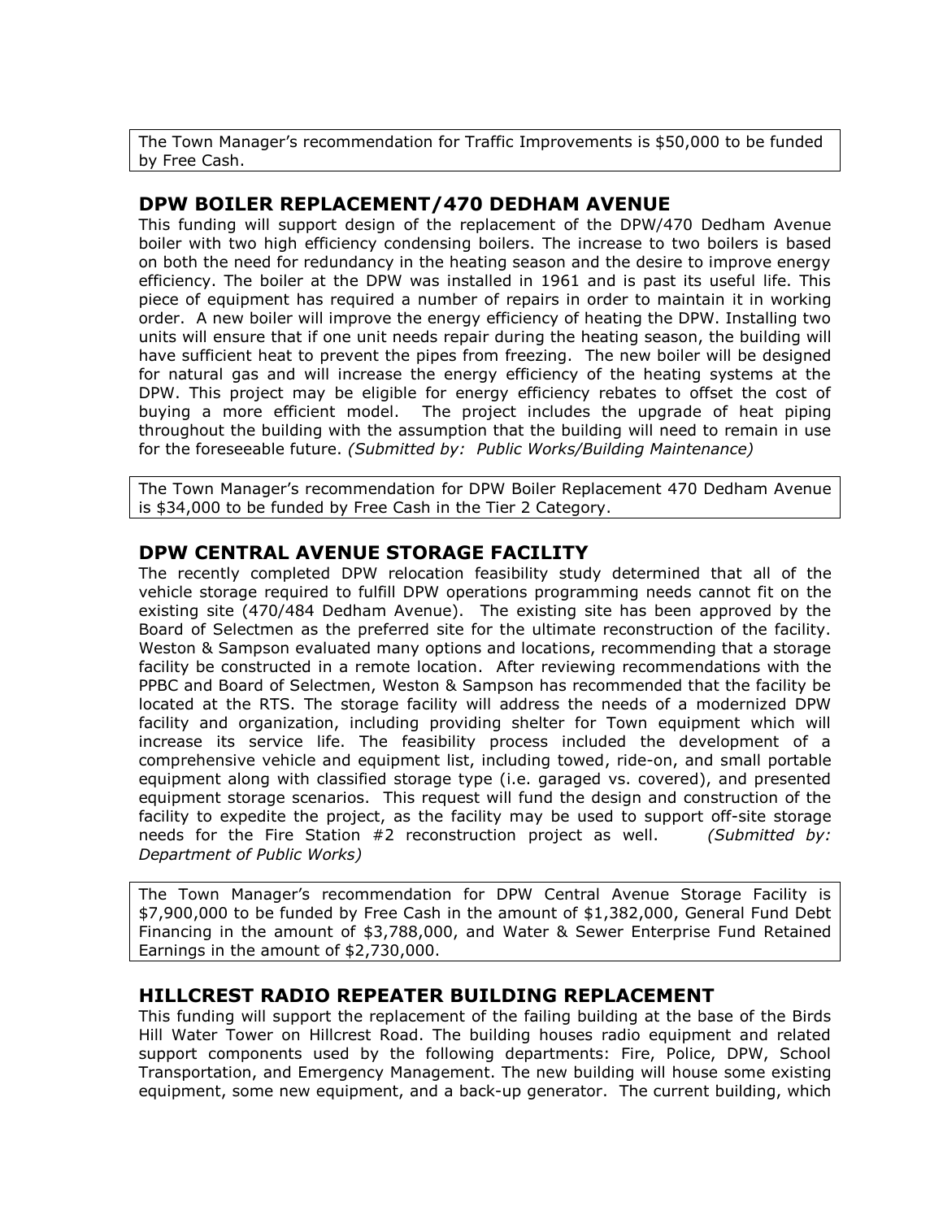The Town Manager's recommendation for Traffic Improvements is $50,000 to be funded by Free Cash.

## DPW BOILER REPLACEMENT/470 DEDHAM AVENUE

This funding will support design of the replacement of the DPW/470 Dedham Avenue boiler with two high efficiency condensing boilers. The increase to two boilers is based on both the need for redundancy in the heating season and the desire to improve energy efficiency. The boiler at the DPW was installed in 1961 and is past its useful life. This piece of equipment has required a number of repairs in order to maintain it in working order. A new boiler will improve the energy efficiency of heating the DPW. Installing two units will ensure that if one unit needs repair during the heating season, the building will have sufficient heat to prevent the pipes from freezing. The new boiler will be designed for natural gas and will increase the energy efficiency of the heating systems at the DPW. This project may be eligible for energy efficiency rebates to offset the cost of buying a more efficient model. The project includes the upgrade of heat piping throughout the building with the assumption that the building will need to remain in use for the foreseeable future. *(Submitted by: Public Works/Building Maintenance)*

The Town Manager's recommendation for DPW Boiler Replacement 470 Dedham Avenue is $34,000 to be funded by Free Cash in the Tier 2 Category.

## DPW CENTRAL AVENUE STORAGE FACILITY

The recently completed DPW relocation feasibility study determined that all of the vehicle storage required to fulfill DPW operations programming needs cannot fit on the existing site (470/484 Dedham Avenue). The existing site has been approved by the Board of Selectmen as the preferred site for the ultimate reconstruction of the facility. Weston & Sampson evaluated many options and locations, recommending that a storage facility be constructed in a remote location. After reviewing recommendations with the PPBC and Board of Selectmen, Weston & Sampson has recommended that the facility be located at the RTS. The storage facility will address the needs of a modernized DPW facility and organization, including providing shelter for Town equipment which will increase its service life. The feasibility process included the development of a comprehensive vehicle and equipment list, including towed, ride-on, and small portable equipment along with classified storage type (i.e. garaged vs. covered), and presented equipment storage scenarios. This request will fund the design and construction of the facility to expedite the project, as the facility may be used to support off-site storage needs for the Fire Station #2 reconstruction project as well. *(Submitted by: Department of Public Works)*

The Town Manager's recommendation for DPW Central Avenue Storage Facility is $7,900,000 to be funded by Free Cash in the amount of $1,382,000, General Fund Debt Financing in the amount of $3,788,000, and Water & Sewer Enterprise Fund Retained Earnings in the amount of $2,730,000.

## HILLCREST RADIO REPEATER BUILDING REPLACEMENT

This funding will support the replacement of the failing building at the base of the Birds Hill Water Tower on Hillcrest Road. The building houses radio equipment and related support components used by the following departments: Fire, Police, DPW, School Transportation, and Emergency Management. The new building will house some existing equipment, some new equipment, and a back-up generator. The current building, which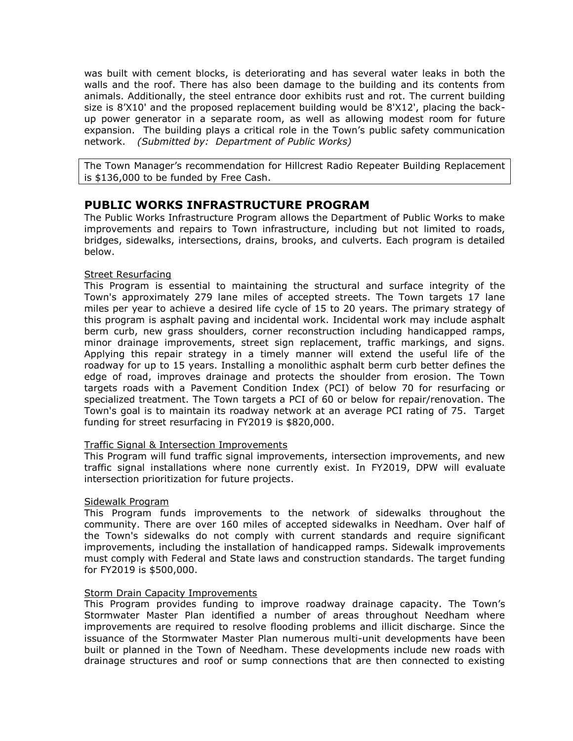was built with cement blocks, is deteriorating and has several water leaks in both the walls and the roof. There has also been damage to the building and its contents from animals. Additionally, the steel entrance door exhibits rust and rot. The current building size is 8'X10' and the proposed replacement building would be 8'X12', placing the back-up power generator in a separate room, as well as allowing modest room for future expansion. The building plays a critical role in the Town's public safety communication network. *(Submitted by: Department of Public Works)*

The Town Manager's recommendation for Hillcrest Radio Repeater Building Replacement is $136,000 to be funded by Free Cash.

## PUBLIC WORKS INFRASTRUCTURE PROGRAM

The Public Works Infrastructure Program allows the Department of Public Works to make improvements and repairs to Town infrastructure, including but not limited to roads, bridges, sidewalks, intersections, drains, brooks, and culverts. Each program is detailed below.

### Street Resurfacing

This Program is essential to maintaining the structural and surface integrity of the Town's approximately 279 lane miles of accepted streets. The Town targets 17 lane miles per year to achieve a desired life cycle of 15 to 20 years. The primary strategy of this program is asphalt paving and incidental work. Incidental work may include asphalt berm curb, new grass shoulders, corner reconstruction including handicapped ramps, minor drainage improvements, street sign replacement, traffic markings, and signs. Applying this repair strategy in a timely manner will extend the useful life of the roadway for up to 15 years. Installing a monolithic asphalt berm curb better defines the edge of road, improves drainage and protects the shoulder from erosion. The Town targets roads with a Pavement Condition Index (PCI) of below 70 for resurfacing or specialized treatment. The Town targets a PCI of 60 or below for repair/renovation. The Town's goal is to maintain its roadway network at an average PCI rating of 75. Target funding for street resurfacing in FY2019 is $820,000.

### Traffic Signal & Intersection Improvements

This Program will fund traffic signal improvements, intersection improvements, and new traffic signal installations where none currently exist. In FY2019, DPW will evaluate intersection prioritization for future projects.

### Sidewalk Program

This Program funds improvements to the network of sidewalks throughout the community. There are over 160 miles of accepted sidewalks in Needham. Over half of the Town's sidewalks do not comply with current standards and require significant improvements, including the installation of handicapped ramps. Sidewalk improvements must comply with Federal and State laws and construction standards. The target funding for FY2019 is $500,000.

### Storm Drain Capacity Improvements

This Program provides funding to improve roadway drainage capacity. The Town's Stormwater Master Plan identified a number of areas throughout Needham where improvements are required to resolve flooding problems and illicit discharge. Since the issuance of the Stormwater Master Plan numerous multi-unit developments have been built or planned in the Town of Needham. These developments include new roads with drainage structures and roof or sump connections that are then connected to existing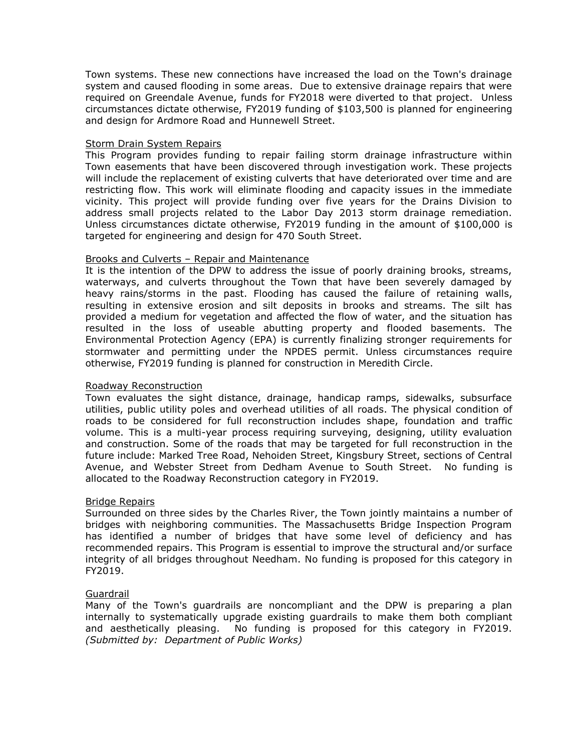Town systems. These new connections have increased the load on the Town's drainage system and caused flooding in some areas. Due to extensive drainage repairs that were required on Greendale Avenue, funds for FY2018 were diverted to that project. Unless circumstances dictate otherwise, FY2019 funding of $103,500 is planned for engineering and design for Ardmore Road and Hunnewell Street.

<u>Storm Drain System Repairs</u>
This Program provides funding to repair failing storm drainage infrastructure within Town easements that have been discovered through investigation work. These projects will include the replacement of existing culverts that have deteriorated over time and are restricting flow. This work will eliminate flooding and capacity issues in the immediate vicinity. This project will provide funding over five years for the Drains Division to address small projects related to the Labor Day 2013 storm drainage remediation. Unless circumstances dictate otherwise, FY2019 funding in the amount of $100,000 is targeted for engineering and design for 470 South Street.

<u>Brooks and Culverts – Repair and Maintenance</u>
It is the intention of the DPW to address the issue of poorly draining brooks, streams, waterways, and culverts throughout the Town that have been severely damaged by heavy rains/storms in the past. Flooding has caused the failure of retaining walls, resulting in extensive erosion and silt deposits in brooks and streams. The silt has provided a medium for vegetation and affected the flow of water, and the situation has resulted in the loss of useable abutting property and flooded basements. The Environmental Protection Agency (EPA) is currently finalizing stronger requirements for stormwater and permitting under the NPDES permit. Unless circumstances require otherwise, FY2019 funding is planned for construction in Meredith Circle.

<u>Roadway Reconstruction</u>
Town evaluates the sight distance, drainage, handicap ramps, sidewalks, subsurface utilities, public utility poles and overhead utilities of all roads. The physical condition of roads to be considered for full reconstruction includes shape, foundation and traffic volume. This is a multi-year process requiring surveying, designing, utility evaluation and construction. Some of the roads that may be targeted for full reconstruction in the future include: Marked Tree Road, Nehoiden Street, Kingsbury Street, sections of Central Avenue, and Webster Street from Dedham Avenue to South Street. No funding is allocated to the Roadway Reconstruction category in FY2019.

<u>Bridge Repairs</u>
Surrounded on three sides by the Charles River, the Town jointly maintains a number of bridges with neighboring communities. The Massachusetts Bridge Inspection Program has identified a number of bridges that have some level of deficiency and has recommended repairs. This Program is essential to improve the structural and/or surface integrity of all bridges throughout Needham. No funding is proposed for this category in FY2019.

<u>Guardrail</u>
Many of the Town's guardrails are noncompliant and the DPW is preparing a plan internally to systematically upgrade existing guardrails to make them both compliant and aesthetically pleasing. No funding is proposed for this category in FY2019. *(Submitted by: Department of Public Works)*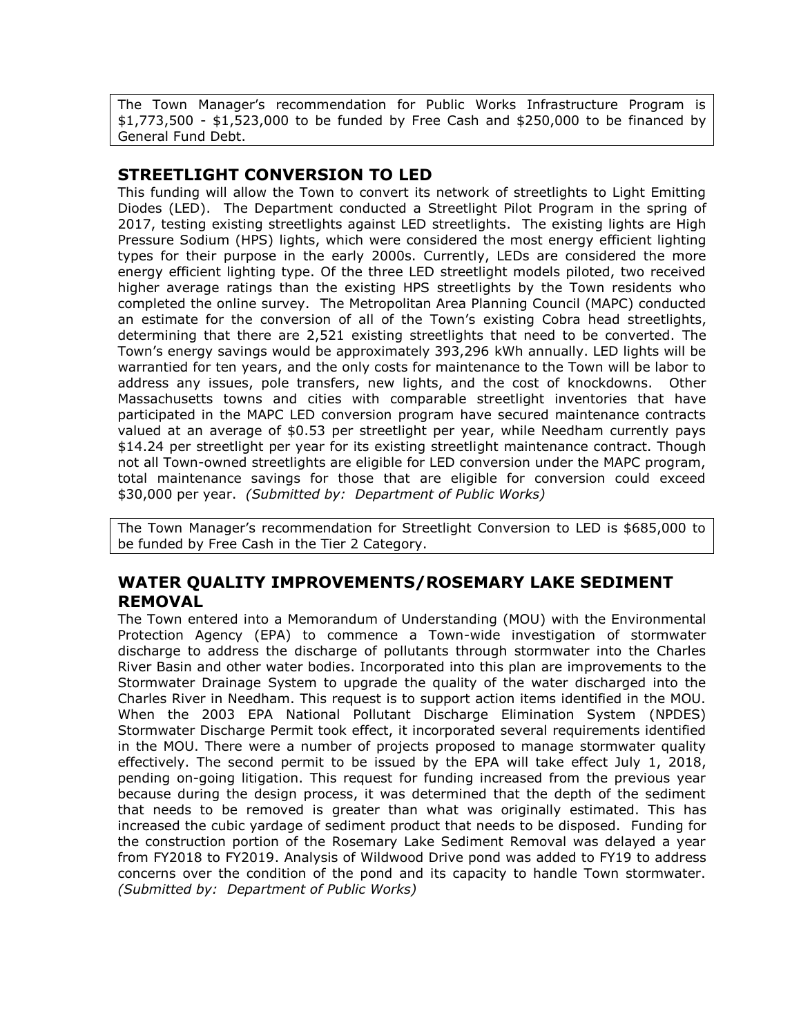The Town Manager's recommendation for Public Works Infrastructure Program is $1,773,500 - $1,523,000 to be funded by Free Cash and $250,000 to be financed by General Fund Debt.

## STREETLIGHT CONVERSION TO LED

This funding will allow the Town to convert its network of streetlights to Light Emitting Diodes (LED). The Department conducted a Streetlight Pilot Program in the spring of 2017, testing existing streetlights against LED streetlights. The existing lights are High Pressure Sodium (HPS) lights, which were considered the most energy efficient lighting types for their purpose in the early 2000s. Currently, LEDs are considered the more energy efficient lighting type. Of the three LED streetlight models piloted, two received higher average ratings than the existing HPS streetlights by the Town residents who completed the online survey. The Metropolitan Area Planning Council (MAPC) conducted an estimate for the conversion of all of the Town's existing Cobra head streetlights, determining that there are 2,521 existing streetlights that need to be converted. The Town's energy savings would be approximately 393,296 kWh annually. LED lights will be warrantied for ten years, and the only costs for maintenance to the Town will be labor to address any issues, pole transfers, new lights, and the cost of knockdowns. Other Massachusetts towns and cities with comparable streetlight inventories that have participated in the MAPC LED conversion program have secured maintenance contracts valued at an average of $0.53 per streetlight per year, while Needham currently pays $14.24 per streetlight per year for its existing streetlight maintenance contract. Though not all Town-owned streetlights are eligible for LED conversion under the MAPC program, total maintenance savings for those that are eligible for conversion could exceed $30,000 per year. *(Submitted by: Department of Public Works)*

The Town Manager's recommendation for Streetlight Conversion to LED is $685,000 to be funded by Free Cash in the Tier 2 Category.

## WATER QUALITY IMPROVEMENTS/ROSEMARY LAKE SEDIMENT REMOVAL

The Town entered into a Memorandum of Understanding (MOU) with the Environmental Protection Agency (EPA) to commence a Town-wide investigation of stormwater discharge to address the discharge of pollutants through stormwater into the Charles River Basin and other water bodies. Incorporated into this plan are improvements to the Stormwater Drainage System to upgrade the quality of the water discharged into the Charles River in Needham. This request is to support action items identified in the MOU. When the 2003 EPA National Pollutant Discharge Elimination System (NPDES) Stormwater Discharge Permit took effect, it incorporated several requirements identified in the MOU. There were a number of projects proposed to manage stormwater quality effectively. The second permit to be issued by the EPA will take effect July 1, 2018, pending on-going litigation. This request for funding increased from the previous year because during the design process, it was determined that the depth of the sediment that needs to be removed is greater than what was originally estimated. This has increased the cubic yardage of sediment product that needs to be disposed. Funding for the construction portion of the Rosemary Lake Sediment Removal was delayed a year from FY2018 to FY2019. Analysis of Wildwood Drive pond was added to FY19 to address concerns over the condition of the pond and its capacity to handle Town stormwater. *(Submitted by: Department of Public Works)*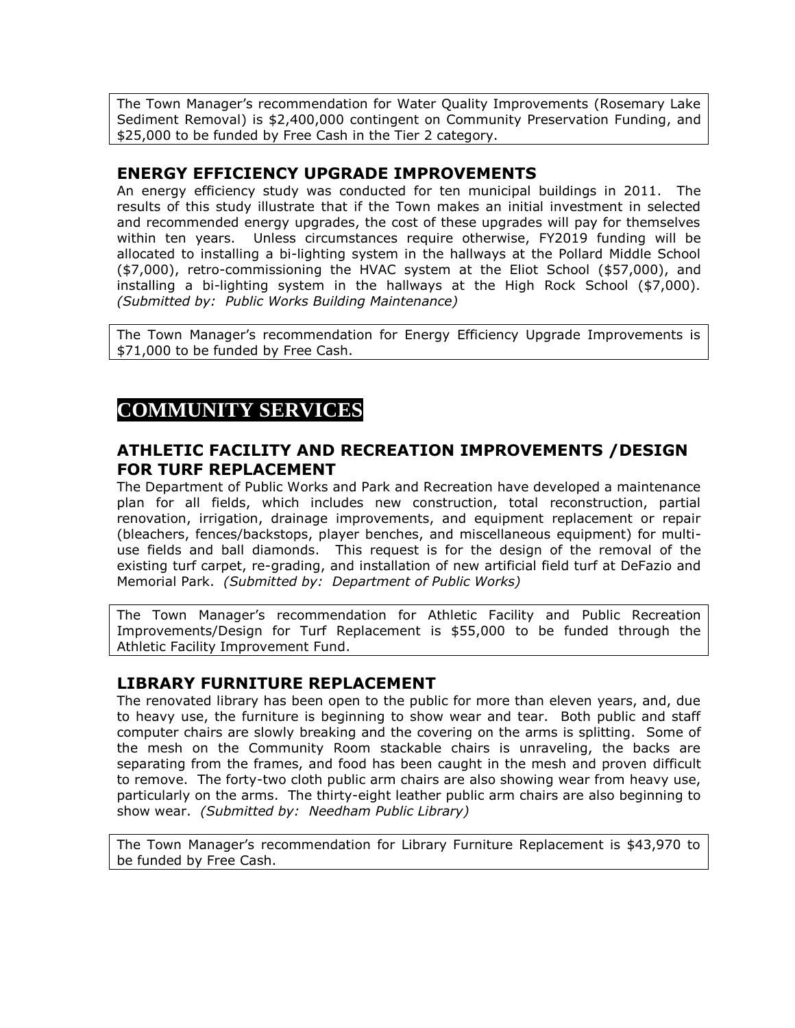The Town Manager's recommendation for Water Quality Improvements (Rosemary Lake Sediment Removal) is $2,400,000 contingent on Community Preservation Funding, and $25,000 to be funded by Free Cash in the Tier 2 category.

### ENERGY EFFICIENCY UPGRADE IMPROVEMENTS

An energy efficiency study was conducted for ten municipal buildings in 2011. The results of this study illustrate that if the Town makes an initial investment in selected and recommended energy upgrades, the cost of these upgrades will pay for themselves within ten years. Unless circumstances require otherwise, FY2019 funding will be allocated to installing a bi-lighting system in the hallways at the Pollard Middle School ($7,000), retro-commissioning the HVAC system at the Eliot School ($57,000), and installing a bi-lighting system in the hallways at the High Rock School ($7,000). *(Submitted by: Public Works Building Maintenance)*

The Town Manager's recommendation for Energy Efficiency Upgrade Improvements is $71,000 to be funded by Free Cash.

## COMMUNITY SERVICES

### ATHLETIC FACILITY AND RECREATION IMPROVEMENTS /DESIGN FOR TURF REPLACEMENT

The Department of Public Works and Park and Recreation have developed a maintenance plan for all fields, which includes new construction, total reconstruction, partial renovation, irrigation, drainage improvements, and equipment replacement or repair (bleachers, fences/backstops, player benches, and miscellaneous equipment) for multi-use fields and ball diamonds. This request is for the design of the removal of the existing turf carpet, re-grading, and installation of new artificial field turf at DeFazio and Memorial Park. *(Submitted by: Department of Public Works)*

The Town Manager's recommendation for Athletic Facility and Public Recreation Improvements/Design for Turf Replacement is $55,000 to be funded through the Athletic Facility Improvement Fund.

### LIBRARY FURNITURE REPLACEMENT

The renovated library has been open to the public for more than eleven years, and, due to heavy use, the furniture is beginning to show wear and tear. Both public and staff computer chairs are slowly breaking and the covering on the arms is splitting. Some of the mesh on the Community Room stackable chairs is unraveling, the backs are separating from the frames, and food has been caught in the mesh and proven difficult to remove. The forty-two cloth public arm chairs are also showing wear from heavy use, particularly on the arms. The thirty-eight leather public arm chairs are also beginning to show wear. *(Submitted by: Needham Public Library)*

The Town Manager's recommendation for Library Furniture Replacement is $43,970 to be funded by Free Cash.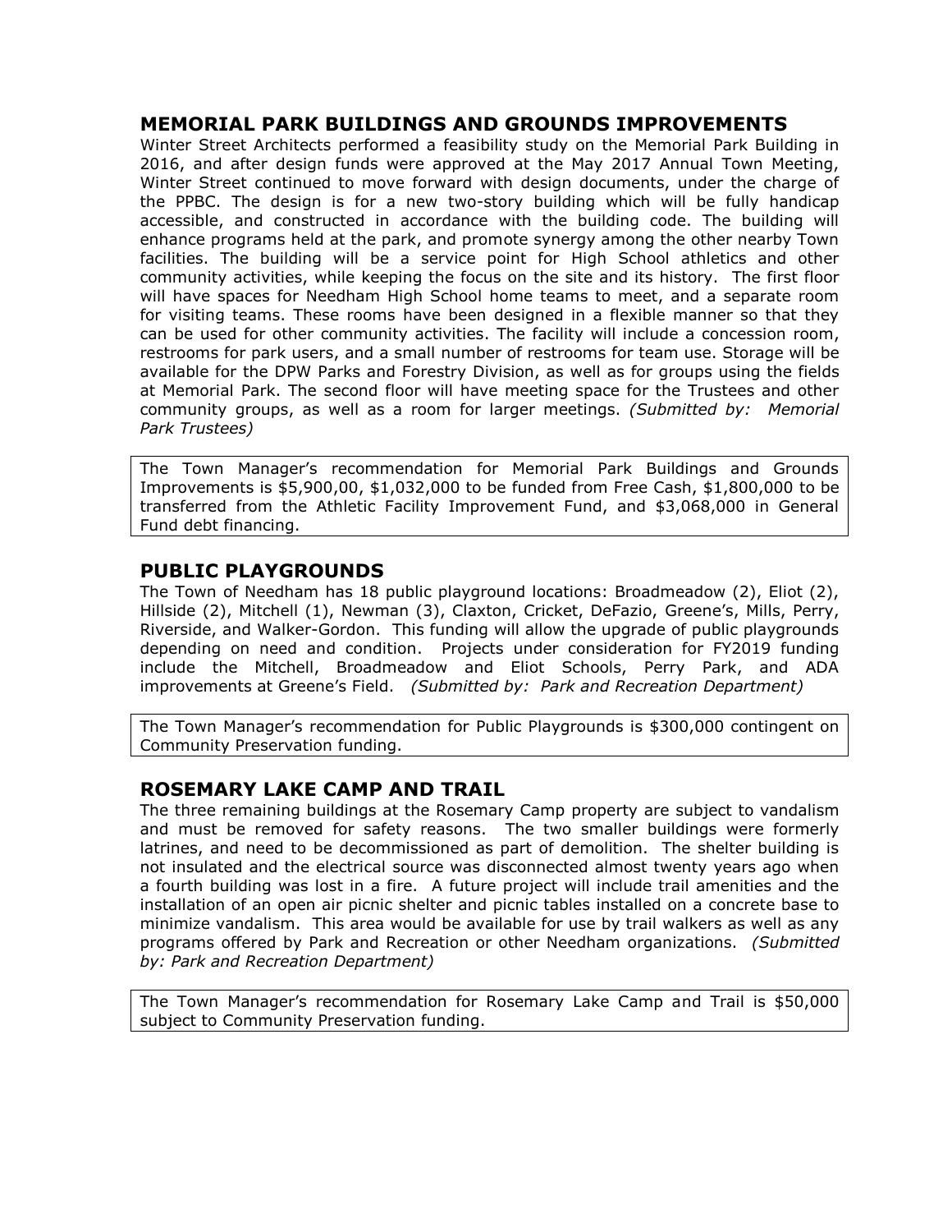## MEMORIAL PARK BUILDINGS AND GROUNDS IMPROVEMENTS

Winter Street Architects performed a feasibility study on the Memorial Park Building in 2016, and after design funds were approved at the May 2017 Annual Town Meeting, Winter Street continued to move forward with design documents, under the charge of the PPBC. The design is for a new two-story building which will be fully handicap accessible, and constructed in accordance with the building code. The building will enhance programs held at the park, and promote synergy among the other nearby Town facilities. The building will be a service point for High School athletics and other community activities, while keeping the focus on the site and its history. The first floor will have spaces for Needham High School home teams to meet, and a separate room for visiting teams. These rooms have been designed in a flexible manner so that they can be used for other community activities. The facility will include a concession room, restrooms for park users, and a small number of restrooms for team use. Storage will be available for the DPW Parks and Forestry Division, as well as for groups using the fields at Memorial Park. The second floor will have meeting space for the Trustees and other community groups, as well as a room for larger meetings. *(Submitted by: Memorial Park Trustees)*

The Town Manager's recommendation for Memorial Park Buildings and Grounds Improvements is $5,900,00, $1,032,000 to be funded from Free Cash, $1,800,000 to be transferred from the Athletic Facility Improvement Fund, and $3,068,000 in General Fund debt financing.

## PUBLIC PLAYGROUNDS

The Town of Needham has 18 public playground locations: Broadmeadow (2), Eliot (2), Hillside (2), Mitchell (1), Newman (3), Claxton, Cricket, DeFazio, Greene's, Mills, Perry, Riverside, and Walker-Gordon. This funding will allow the upgrade of public playgrounds depending on need and condition. Projects under consideration for FY2019 funding include the Mitchell, Broadmeadow and Eliot Schools, Perry Park, and ADA improvements at Greene's Field. *(Submitted by: Park and Recreation Department)*

The Town Manager's recommendation for Public Playgrounds is $300,000 contingent on Community Preservation funding.

## ROSEMARY LAKE CAMP AND TRAIL

The three remaining buildings at the Rosemary Camp property are subject to vandalism and must be removed for safety reasons. The two smaller buildings were formerly latrines, and need to be decommissioned as part of demolition. The shelter building is not insulated and the electrical source was disconnected almost twenty years ago when a fourth building was lost in a fire. A future project will include trail amenities and the installation of an open air picnic shelter and picnic tables installed on a concrete base to minimize vandalism. This area would be available for use by trail walkers as well as any programs offered by Park and Recreation or other Needham organizations. *(Submitted by: Park and Recreation Department)*

The Town Manager's recommendation for Rosemary Lake Camp and Trail is $50,000 subject to Community Preservation funding.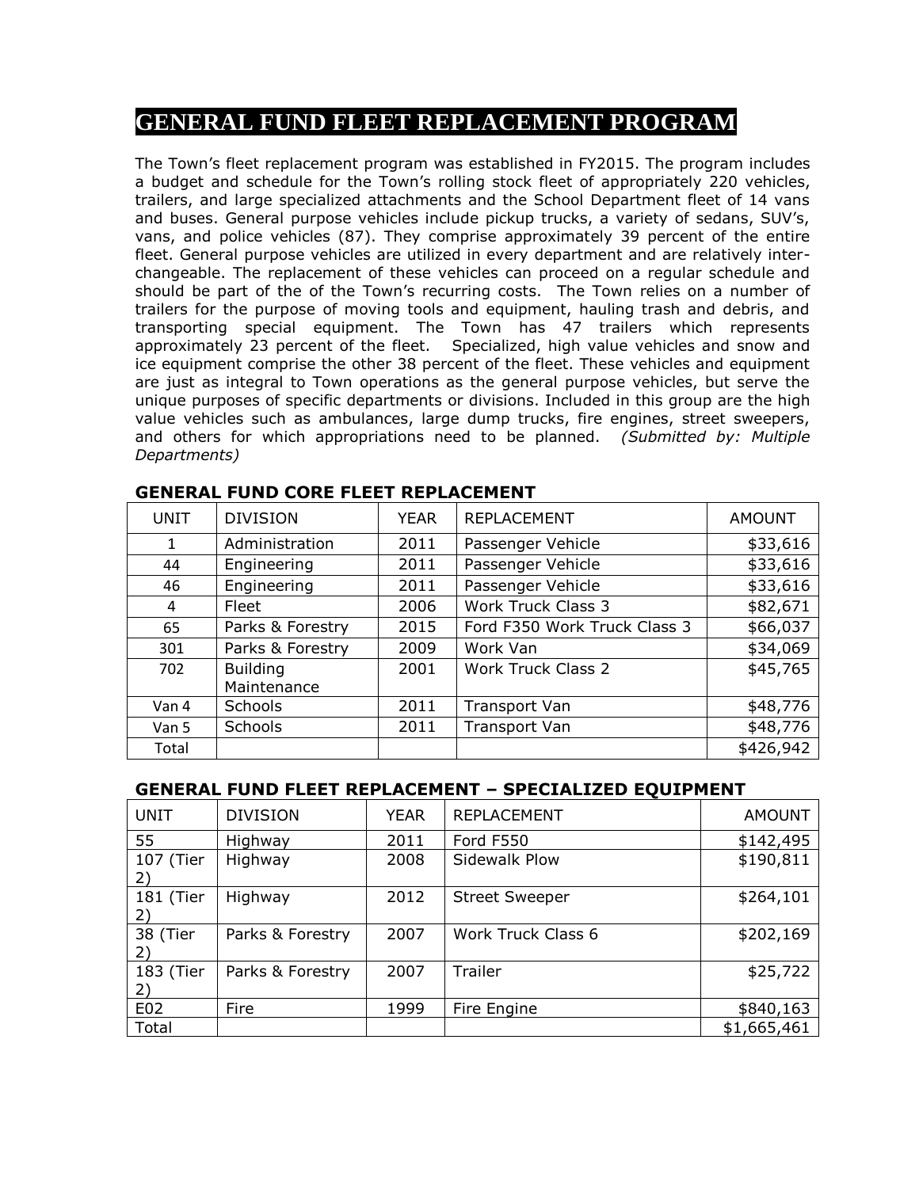# GENERAL FUND FLEET REPLACEMENT PROGRAM

The Town's fleet replacement program was established in FY2015. The program includes a budget and schedule for the Town's rolling stock fleet of appropriately 220 vehicles, trailers, and large specialized attachments and the School Department fleet of 14 vans and buses. General purpose vehicles include pickup trucks, a variety of sedans, SUV's, vans, and police vehicles (87). They comprise approximately 39 percent of the entire fleet. General purpose vehicles are utilized in every department and are relatively inter-changeable. The replacement of these vehicles can proceed on a regular schedule and should be part of the of the Town's recurring costs. The Town relies on a number of trailers for the purpose of moving tools and equipment, hauling trash and debris, and transporting special equipment. The Town has 47 trailers which represents approximately 23 percent of the fleet. Specialized, high value vehicles and snow and ice equipment comprise the other 38 percent of the fleet. These vehicles and equipment are just as integral to Town operations as the general purpose vehicles, but serve the unique purposes of specific departments or divisions. Included in this group are the high value vehicles such as ambulances, large dump trucks, fire engines, street sweepers, and others for which appropriations need to be planned. *(Submitted by: Multiple Departments)*

### GENERAL FUND CORE FLEET REPLACEMENT

| UNIT | DIVISION | YEAR | REPLACEMENT | AMOUNT |
|---|---|---|---|---|
| 1 | Administration | 2011 | Passenger Vehicle | $33,616 |
| 44 | Engineering | 2011 | Passenger Vehicle | $33,616 |
| 46 | Engineering | 2011 | Passenger Vehicle | $33,616 |
| 4 | Fleet | 2006 | Work Truck Class 3 | $82,671 |
| 65 | Parks & Forestry | 2015 | Ford F350 Work Truck Class 3 | $66,037 |
| 301 | Parks & Forestry | 2009 | Work Van | $34,069 |
| 702 | Building Maintenance | 2001 | Work Truck Class 2 | $45,765 |
| Van 4 | Schools | 2011 | Transport Van | $48,776 |
| Van 5 | Schools | 2011 | Transport Van | $48,776 |
| Total | | | | $426,942 |

### GENERAL FUND FLEET REPLACEMENT – SPECIALIZED EQUIPMENT

| UNIT | DIVISION | YEAR | REPLACEMENT | AMOUNT |
|---|---|---|---|---|
| 55 | Highway | 2011 | Ford F550 | $142,495 |
| 107 (Tier 2) | Highway | 2008 | Sidewalk Plow | $190,811 |
| 181 (Tier 2) | Highway | 2012 | Street Sweeper | $264,101 |
| 38 (Tier 2) | Parks & Forestry | 2007 | Work Truck Class 6 | $202,169 |
| 183 (Tier 2) | Parks & Forestry | 2007 | Trailer | $25,722 |
| E02 | Fire | 1999 | Fire Engine | $840,163 |
| Total | | | | $1,665,461 |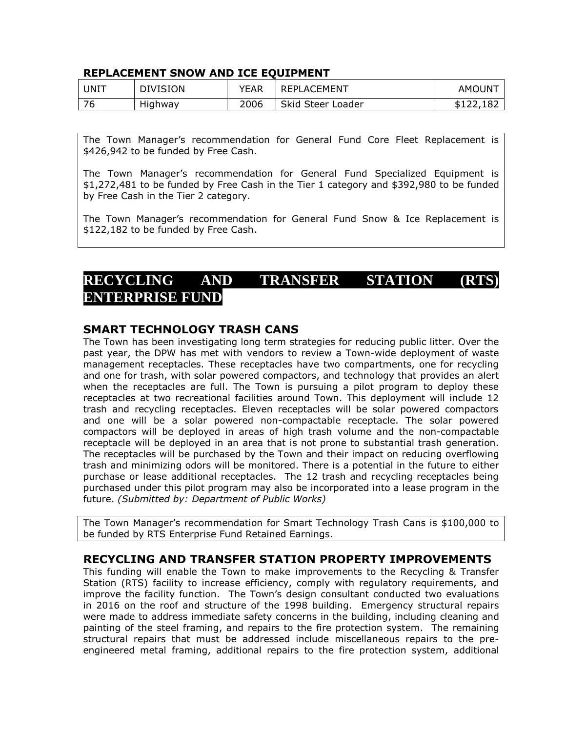### REPLACEMENT SNOW AND ICE EQUIPMENT

| UNIT | DIVISION | YEAR | REPLACEMENT | AMOUNT |
|---|---|---|---|---|
| 76 | Highway | 2006 | Skid Steer Loader | $122,182 |

The Town Manager's recommendation for General Fund Core Fleet Replacement is $426,942 to be funded by Free Cash.

The Town Manager's recommendation for General Fund Specialized Equipment is $1,272,481 to be funded by Free Cash in the Tier 1 category and $392,980 to be funded by Free Cash in the Tier 2 category.

The Town Manager's recommendation for General Fund Snow & Ice Replacement is $122,182 to be funded by Free Cash.

# RECYCLING AND TRANSFER STATION (RTS) ENTERPRISE FUND

## SMART TECHNOLOGY TRASH CANS

The Town has been investigating long term strategies for reducing public litter. Over the past year, the DPW has met with vendors to review a Town-wide deployment of waste management receptacles. These receptacles have two compartments, one for recycling and one for trash, with solar powered compactors, and technology that provides an alert when the receptacles are full. The Town is pursuing a pilot program to deploy these receptacles at two recreational facilities around Town. This deployment will include 12 trash and recycling receptacles. Eleven receptacles will be solar powered compactors and one will be a solar powered non-compactable receptacle. The solar powered compactors will be deployed in areas of high trash volume and the non-compactable receptacle will be deployed in an area that is not prone to substantial trash generation. The receptacles will be purchased by the Town and their impact on reducing overflowing trash and minimizing odors will be monitored. There is a potential in the future to either purchase or lease additional receptacles. The 12 trash and recycling receptacles being purchased under this pilot program may also be incorporated into a lease program in the future. *(Submitted by: Department of Public Works)*

The Town Manager's recommendation for Smart Technology Trash Cans is $100,000 to be funded by RTS Enterprise Fund Retained Earnings.

## RECYCLING AND TRANSFER STATION PROPERTY IMPROVEMENTS

This funding will enable the Town to make improvements to the Recycling & Transfer Station (RTS) facility to increase efficiency, comply with regulatory requirements, and improve the facility function. The Town's design consultant conducted two evaluations in 2016 on the roof and structure of the 1998 building. Emergency structural repairs were made to address immediate safety concerns in the building, including cleaning and painting of the steel framing, and repairs to the fire protection system. The remaining structural repairs that must be addressed include miscellaneous repairs to the pre-engineered metal framing, additional repairs to the fire protection system, additional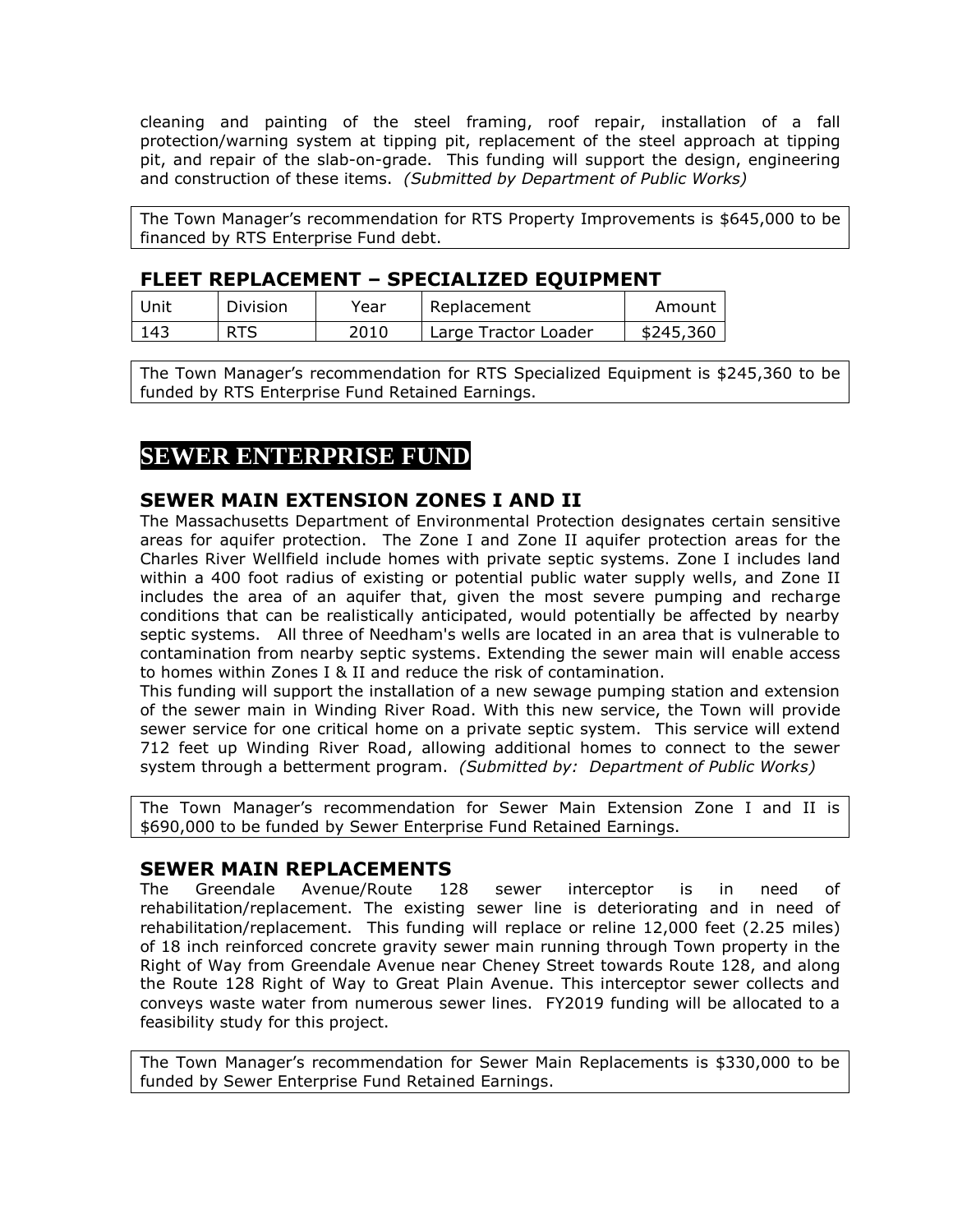cleaning and painting of the steel framing, roof repair, installation of a fall protection/warning system at tipping pit, replacement of the steel approach at tipping pit, and repair of the slab-on-grade. This funding will support the design, engineering and construction of these items. *(Submitted by Department of Public Works)*

The Town Manager's recommendation for RTS Property Improvements is $645,000 to be financed by RTS Enterprise Fund debt.

### FLEET REPLACEMENT – SPECIALIZED EQUIPMENT

| Unit | Division | Year | Replacement | Amount |
|---|---|---|---|---|
| 143 | RTS | 2010 | Large Tractor Loader | $245,360 |

The Town Manager's recommendation for RTS Specialized Equipment is $245,360 to be funded by RTS Enterprise Fund Retained Earnings.

## SEWER ENTERPRISE FUND

### SEWER MAIN EXTENSION ZONES I AND II

The Massachusetts Department of Environmental Protection designates certain sensitive areas for aquifer protection. The Zone I and Zone II aquifer protection areas for the Charles River Wellfield include homes with private septic systems. Zone I includes land within a 400 foot radius of existing or potential public water supply wells, and Zone II includes the area of an aquifer that, given the most severe pumping and recharge conditions that can be realistically anticipated, would potentially be affected by nearby septic systems. All three of Needham's wells are located in an area that is vulnerable to contamination from nearby septic systems. Extending the sewer main will enable access to homes within Zones I & II and reduce the risk of contamination.

This funding will support the installation of a new sewage pumping station and extension of the sewer main in Winding River Road. With this new service, the Town will provide sewer service for one critical home on a private septic system. This service will extend 712 feet up Winding River Road, allowing additional homes to connect to the sewer system through a betterment program. *(Submitted by: Department of Public Works)*

The Town Manager's recommendation for Sewer Main Extension Zone I and II is $690,000 to be funded by Sewer Enterprise Fund Retained Earnings.

### SEWER MAIN REPLACEMENTS

The Greendale Avenue/Route 128 sewer interceptor is in need of rehabilitation/replacement. The existing sewer line is deteriorating and in need of rehabilitation/replacement. This funding will replace or reline 12,000 feet (2.25 miles) of 18 inch reinforced concrete gravity sewer main running through Town property in the Right of Way from Greendale Avenue near Cheney Street towards Route 128, and along the Route 128 Right of Way to Great Plain Avenue. This interceptor sewer collects and conveys waste water from numerous sewer lines. FY2019 funding will be allocated to a feasibility study for this project.

The Town Manager's recommendation for Sewer Main Replacements is $330,000 to be funded by Sewer Enterprise Fund Retained Earnings.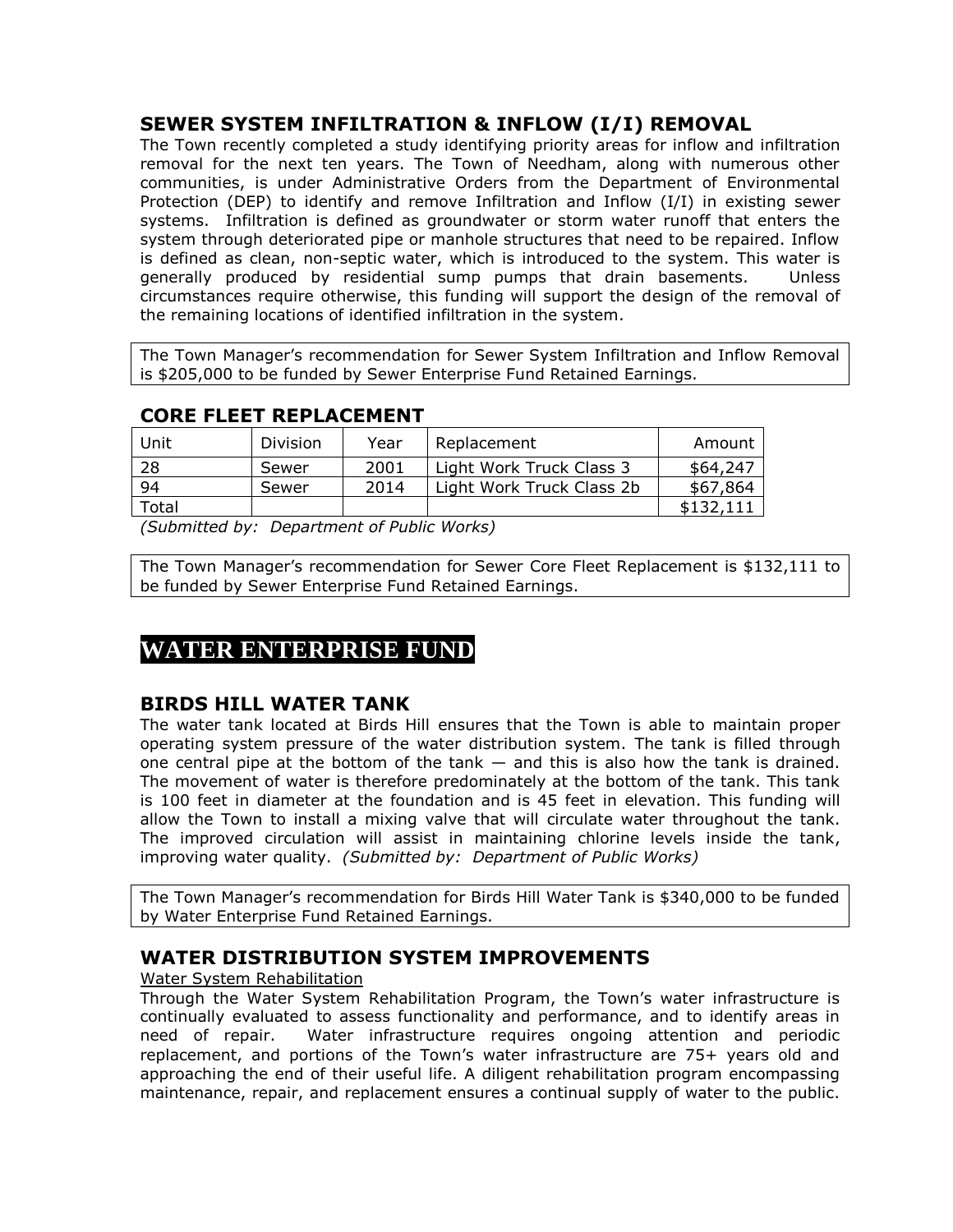## SEWER SYSTEM INFILTRATION & INFLOW (I/I) REMOVAL

The Town recently completed a study identifying priority areas for inflow and infiltration removal for the next ten years. The Town of Needham, along with numerous other communities, is under Administrative Orders from the Department of Environmental Protection (DEP) to identify and remove Infiltration and Inflow (I/I) in existing sewer systems. Infiltration is defined as groundwater or storm water runoff that enters the system through deteriorated pipe or manhole structures that need to be repaired. Inflow is defined as clean, non-septic water, which is introduced to the system. This water is generally produced by residential sump pumps that drain basements. Unless circumstances require otherwise, this funding will support the design of the removal of the remaining locations of identified infiltration in the system.

The Town Manager's recommendation for Sewer System Infiltration and Inflow Removal is $205,000 to be funded by Sewer Enterprise Fund Retained Earnings.

## CORE FLEET REPLACEMENT

| Unit | Division | Year | Replacement | Amount |
|---|---|---|---|---|
| 28 | Sewer | 2001 | Light Work Truck Class 3 | $64,247 |
| 94 | Sewer | 2014 | Light Work Truck Class 2b | $67,864 |
| Total | | | | $132,111 |

*(Submitted by: Department of Public Works)*

The Town Manager's recommendation for Sewer Core Fleet Replacement is $132,111 to be funded by Sewer Enterprise Fund Retained Earnings.

# WATER ENTERPRISE FUND

## BIRDS HILL WATER TANK

The water tank located at Birds Hill ensures that the Town is able to maintain proper operating system pressure of the water distribution system. The tank is filled through one central pipe at the bottom of the tank — and this is also how the tank is drained. The movement of water is therefore predominately at the bottom of the tank. This tank is 100 feet in diameter at the foundation and is 45 feet in elevation. This funding will allow the Town to install a mixing valve that will circulate water throughout the tank. The improved circulation will assist in maintaining chlorine levels inside the tank, improving water quality. *(Submitted by: Department of Public Works)*

The Town Manager's recommendation for Birds Hill Water Tank is $340,000 to be funded by Water Enterprise Fund Retained Earnings.

## WATER DISTRIBUTION SYSTEM IMPROVEMENTS

Water System Rehabilitation

Through the Water System Rehabilitation Program, the Town's water infrastructure is continually evaluated to assess functionality and performance, and to identify areas in need of repair. Water infrastructure requires ongoing attention and periodic replacement, and portions of the Town's water infrastructure are 75+ years old and approaching the end of their useful life. A diligent rehabilitation program encompassing maintenance, repair, and replacement ensures a continual supply of water to the public.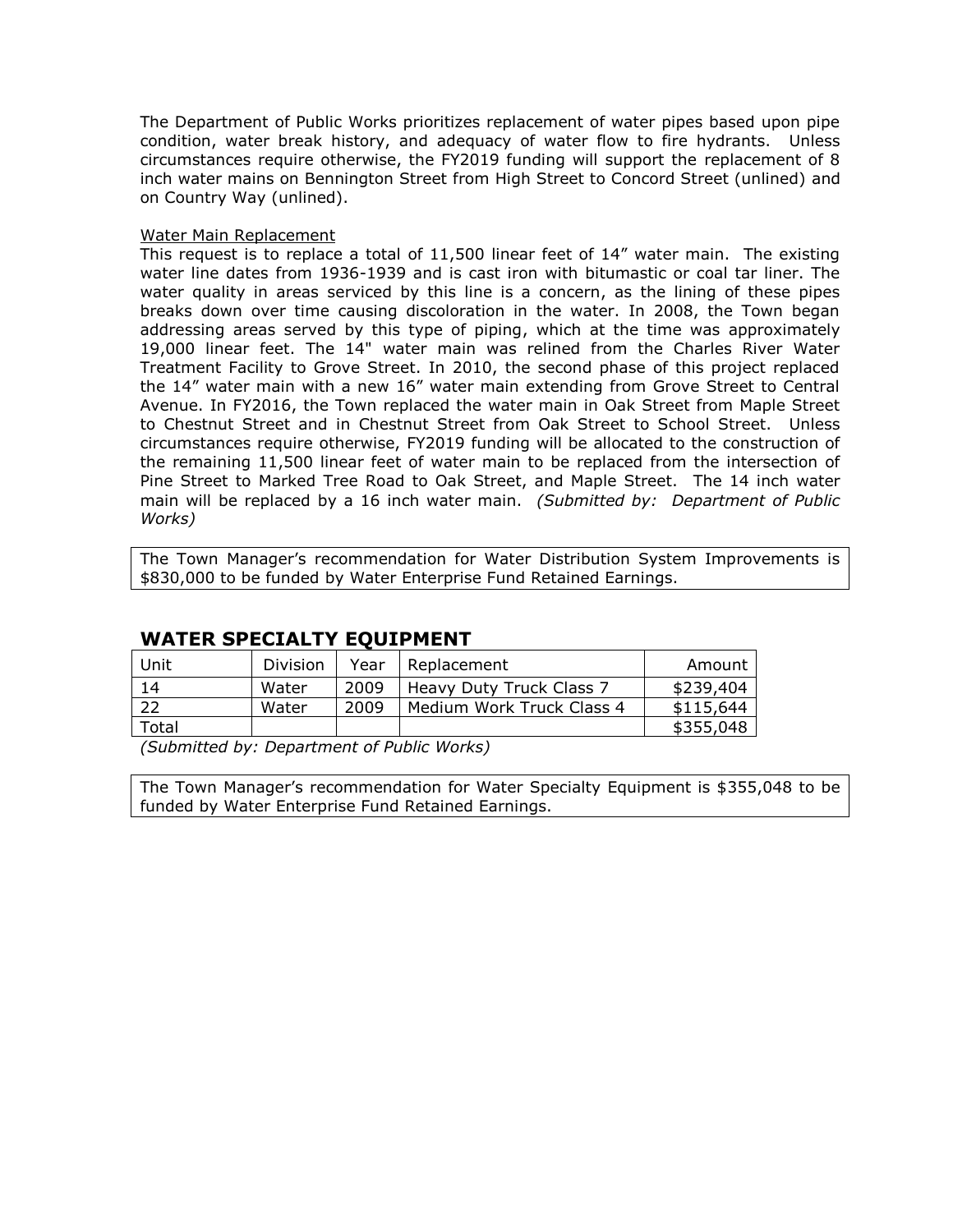The Department of Public Works prioritizes replacement of water pipes based upon pipe condition, water break history, and adequacy of water flow to fire hydrants. Unless circumstances require otherwise, the FY2019 funding will support the replacement of 8 inch water mains on Bennington Street from High Street to Concord Street (unlined) and on Country Way (unlined).

<u>Water Main Replacement</u>

This request is to replace a total of 11,500 linear feet of 14” water main. The existing water line dates from 1936-1939 and is cast iron with bitumastic or coal tar liner. The water quality in areas serviced by this line is a concern, as the lining of these pipes breaks down over time causing discoloration in the water. In 2008, the Town began addressing areas served by this type of piping, which at the time was approximately 19,000 linear feet. The 14" water main was relined from the Charles River Water Treatment Facility to Grove Street. In 2010, the second phase of this project replaced the 14” water main with a new 16” water main extending from Grove Street to Central Avenue. In FY2016, the Town replaced the water main in Oak Street from Maple Street to Chestnut Street and in Chestnut Street from Oak Street to School Street. Unless circumstances require otherwise, FY2019 funding will be allocated to the construction of the remaining 11,500 linear feet of water main to be replaced from the intersection of Pine Street to Marked Tree Road to Oak Street, and Maple Street. The 14 inch water main will be replaced by a 16 inch water main. *(Submitted by: Department of Public Works)*

The Town Manager’s recommendation for Water Distribution System Improvements is $830,000 to be funded by Water Enterprise Fund Retained Earnings.

## WATER SPECIALTY EQUIPMENT

| Unit | Division | Year | Replacement | Amount |
|---|---|---|---|---|
| 14 | Water | 2009 | Heavy Duty Truck Class 7 | $239,404 |
| 22 | Water | 2009 | Medium Work Truck Class 4 | $115,644 |
| Total | | | | $355,048 |

*(Submitted by: Department of Public Works)*

The Town Manager’s recommendation for Water Specialty Equipment is $355,048 to be funded by Water Enterprise Fund Retained Earnings.